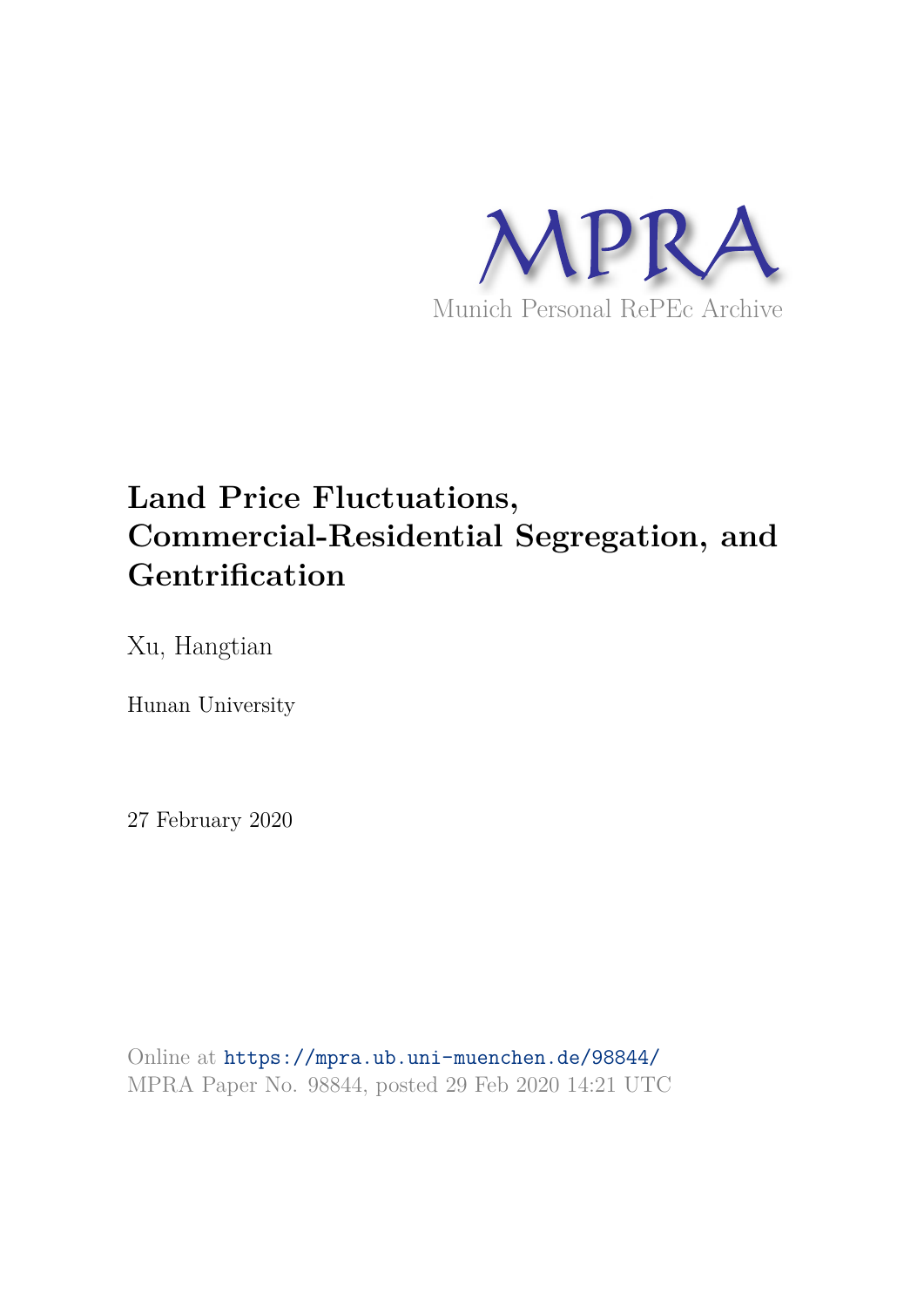MPRA

Munich Personal RePEc Archive

# Land Price Fluctuations, Commercial-Residential Segregation, and Gentrification

Xu, Hangtian

Hunan University

27 February 2020

Online at https://mpra.ub.uni-muenchen.de/98844/
MPRA Paper No. 98844, posted 29 Feb 2020 14:21 UTC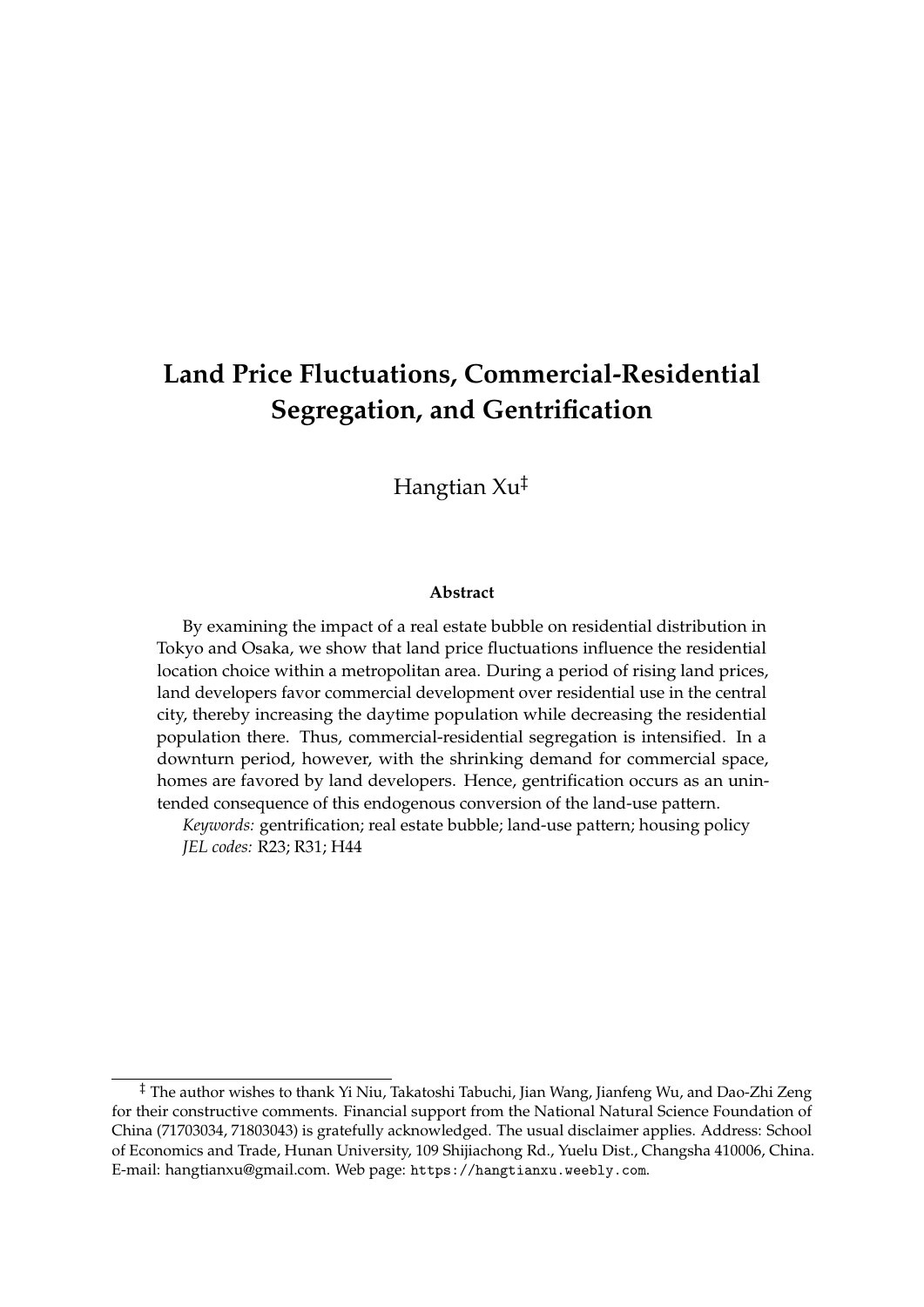# Land Price Fluctuations, Commercial-Residential Segregation, and Gentrification

Hangtian Xu[‡]

**Abstract**

By examining the impact of a real estate bubble on residential distribution in Tokyo and Osaka, we show that land price fluctuations influence the residential location choice within a metropolitan area. During a period of rising land prices, land developers favor commercial development over residential use in the central city, thereby increasing the daytime population while decreasing the residential population there. Thus, commercial-residential segregation is intensified. In a downturn period, however, with the shrinking demand for commercial space, homes are favored by land developers. Hence, gentrification occurs as an unintended consequence of this endogenous conversion of the land-use pattern.

*Keywords:* gentrification; real estate bubble; land-use pattern; housing policy
*JEL codes:* R23; R31; H44

---

[‡] The author wishes to thank Yi Niu, Takatoshi Tabuchi, Jian Wang, Jianfeng Wu, and Dao-Zhi Zeng for their constructive comments. Financial support from the National Natural Science Foundation of China (71703034, 71803043) is gratefully acknowledged. The usual disclaimer applies. Address: School of Economics and Trade, Hunan University, 109 Shijiachong Rd., Yuelu Dist., Changsha 410006, China. E-mail: hangtianxu@gmail.com. Web page: `https://hangtianxu.weebly.com`.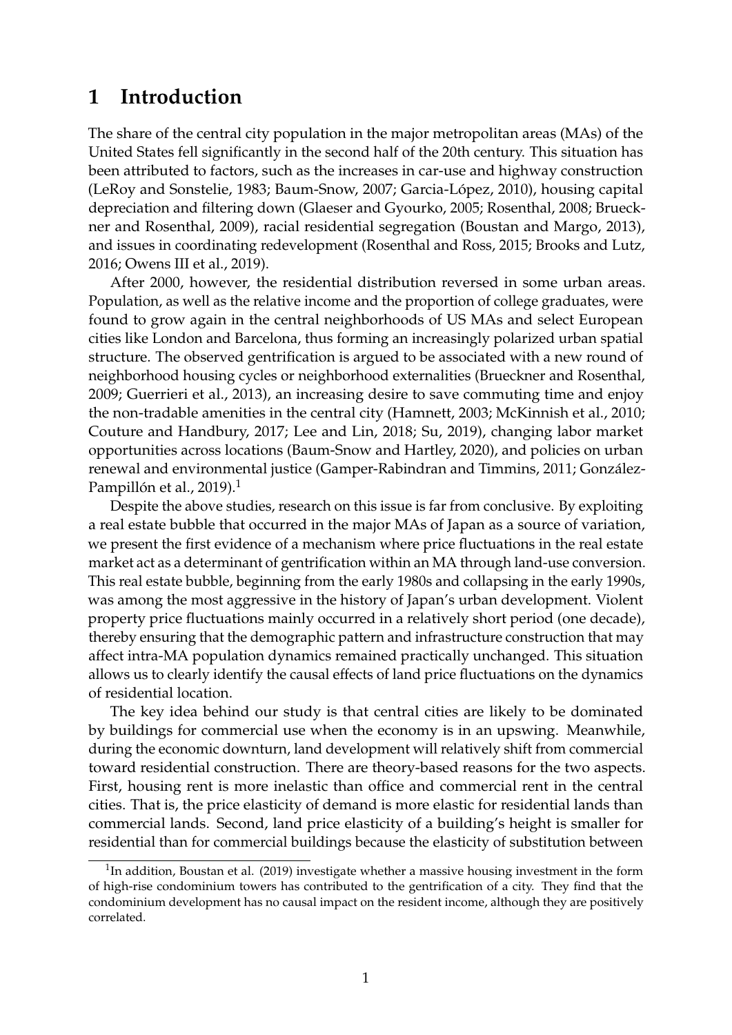# 1 Introduction

The share of the central city population in the major metropolitan areas (MAs) of the United States fell significantly in the second half of the 20th century. This situation has been attributed to factors, such as the increases in car-use and highway construction (LeRoy and Sonstelie, 1983; Baum-Snow, 2007; Garcia-López, 2010), housing capital depreciation and filtering down (Glaeser and Gyourko, 2005; Rosenthal, 2008; Brueckner and Rosenthal, 2009), racial residential segregation (Boustan and Margo, 2013), and issues in coordinating redevelopment (Rosenthal and Ross, 2015; Brooks and Lutz, 2016; Owens III et al., 2019).

After 2000, however, the residential distribution reversed in some urban areas. Population, as well as the relative income and the proportion of college graduates, were found to grow again in the central neighborhoods of US MAs and select European cities like London and Barcelona, thus forming an increasingly polarized urban spatial structure. The observed gentrification is argued to be associated with a new round of neighborhood housing cycles or neighborhood externalities (Brueckner and Rosenthal, 2009; Guerrieri et al., 2013), an increasing desire to save commuting time and enjoy the non-tradable amenities in the central city (Hamnett, 2003; McKinnish et al., 2010; Couture and Handbury, 2017; Lee and Lin, 2018; Su, 2019), changing labor market opportunities across locations (Baum-Snow and Hartley, 2020), and policies on urban renewal and environmental justice (Gamper-Rabindran and Timmins, 2011; González-Pampillón et al., 2019).[1]

Despite the above studies, research on this issue is far from conclusive. By exploiting a real estate bubble that occurred in the major MAs of Japan as a source of variation, we present the first evidence of a mechanism where price fluctuations in the real estate market act as a determinant of gentrification within an MA through land-use conversion. This real estate bubble, beginning from the early 1980s and collapsing in the early 1990s, was among the most aggressive in the history of Japan's urban development. Violent property price fluctuations mainly occurred in a relatively short period (one decade), thereby ensuring that the demographic pattern and infrastructure construction that may affect intra-MA population dynamics remained practically unchanged. This situation allows us to clearly identify the causal effects of land price fluctuations on the dynamics of residential location.

The key idea behind our study is that central cities are likely to be dominated by buildings for commercial use when the economy is in an upswing. Meanwhile, during the economic downturn, land development will relatively shift from commercial toward residential construction. There are theory-based reasons for the two aspects. First, housing rent is more inelastic than office and commercial rent in the central cities. That is, the price elasticity of demand is more elastic for residential lands than commercial lands. Second, land price elasticity of a building's height is smaller for residential than for commercial buildings because the elasticity of substitution between

[1] In addition, Boustan et al. (2019) investigate whether a massive housing investment in the form of high-rise condominium towers has contributed to the gentrification of a city. They find that the condominium development has no causal impact on the resident income, although they are positively correlated.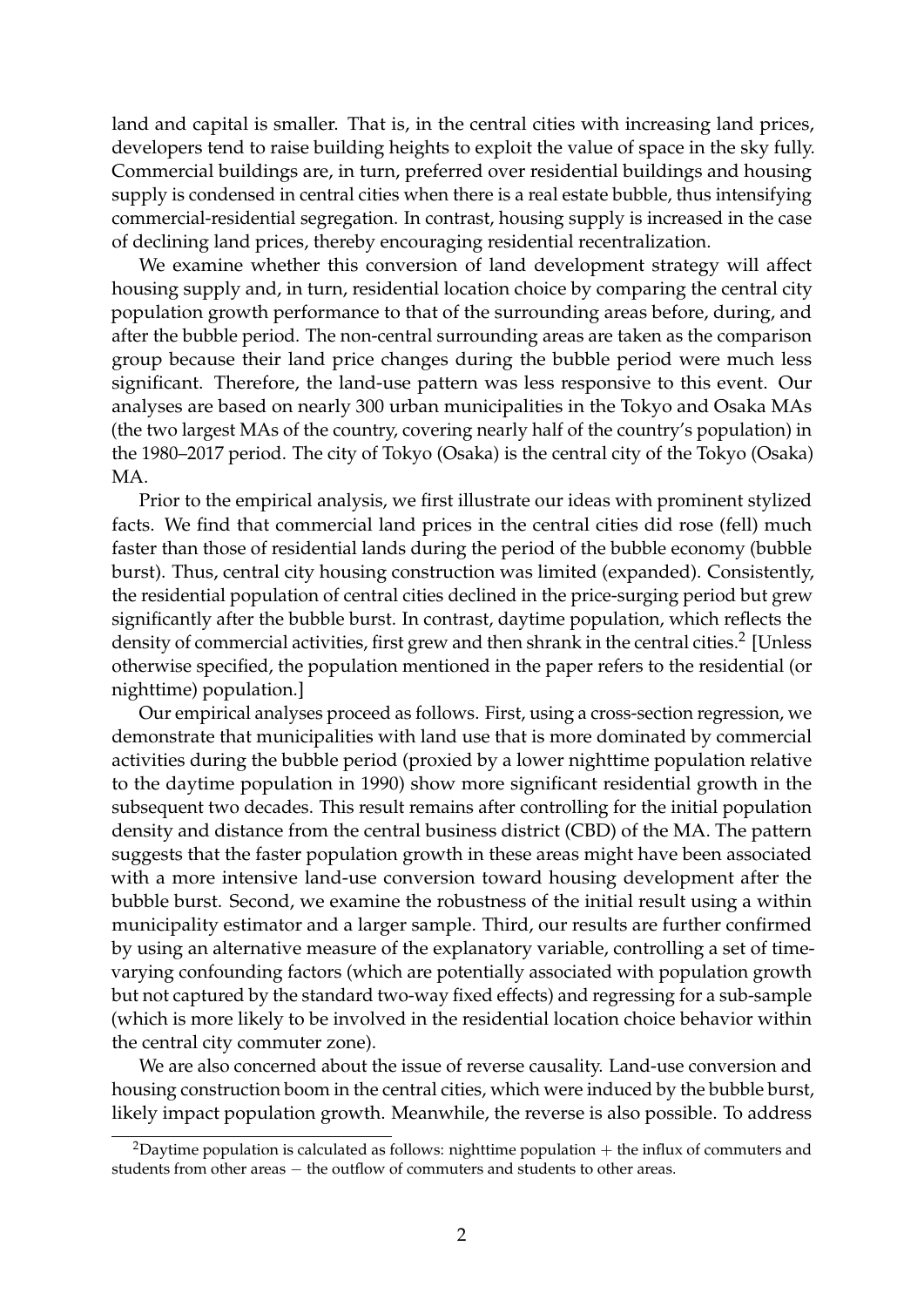land and capital is smaller. That is, in the central cities with increasing land prices, developers tend to raise building heights to exploit the value of space in the sky fully. Commercial buildings are, in turn, preferred over residential buildings and housing supply is condensed in central cities when there is a real estate bubble, thus intensifying commercial-residential segregation. In contrast, housing supply is increased in the case of declining land prices, thereby encouraging residential recentralization.

We examine whether this conversion of land development strategy will affect housing supply and, in turn, residential location choice by comparing the central city population growth performance to that of the surrounding areas before, during, and after the bubble period. The non-central surrounding areas are taken as the comparison group because their land price changes during the bubble period were much less significant. Therefore, the land-use pattern was less responsive to this event. Our analyses are based on nearly 300 urban municipalities in the Tokyo and Osaka MAs (the two largest MAs of the country, covering nearly half of the country's population) in the 1980–2017 period. The city of Tokyo (Osaka) is the central city of the Tokyo (Osaka) MA.

Prior to the empirical analysis, we first illustrate our ideas with prominent stylized facts. We find that commercial land prices in the central cities did rose (fell) much faster than those of residential lands during the period of the bubble economy (bubble burst). Thus, central city housing construction was limited (expanded). Consistently, the residential population of central cities declined in the price-surging period but grew significantly after the bubble burst. In contrast, daytime population, which reflects the density of commercial activities, first grew and then shrank in the central cities.[2] [Unless otherwise specified, the population mentioned in the paper refers to the residential (or nighttime) population.]

Our empirical analyses proceed as follows. First, using a cross-section regression, we demonstrate that municipalities with land use that is more dominated by commercial activities during the bubble period (proxied by a lower nighttime population relative to the daytime population in 1990) show more significant residential growth in the subsequent two decades. This result remains after controlling for the initial population density and distance from the central business district (CBD) of the MA. The pattern suggests that the faster population growth in these areas might have been associated with a more intensive land-use conversion toward housing development after the bubble burst. Second, we examine the robustness of the initial result using a within municipality estimator and a larger sample. Third, our results are further confirmed by using an alternative measure of the explanatory variable, controlling a set of time-varying confounding factors (which are potentially associated with population growth but not captured by the standard two-way fixed effects) and regressing for a sub-sample (which is more likely to be involved in the residential location choice behavior within the central city commuter zone).

We are also concerned about the issue of reverse causality. Land-use conversion and housing construction boom in the central cities, which were induced by the bubble burst, likely impact population growth. Meanwhile, the reverse is also possible. To address

[2] Daytime population is calculated as follows: nighttime population + the influx of commuters and students from other areas − the outflow of commuters and students to other areas.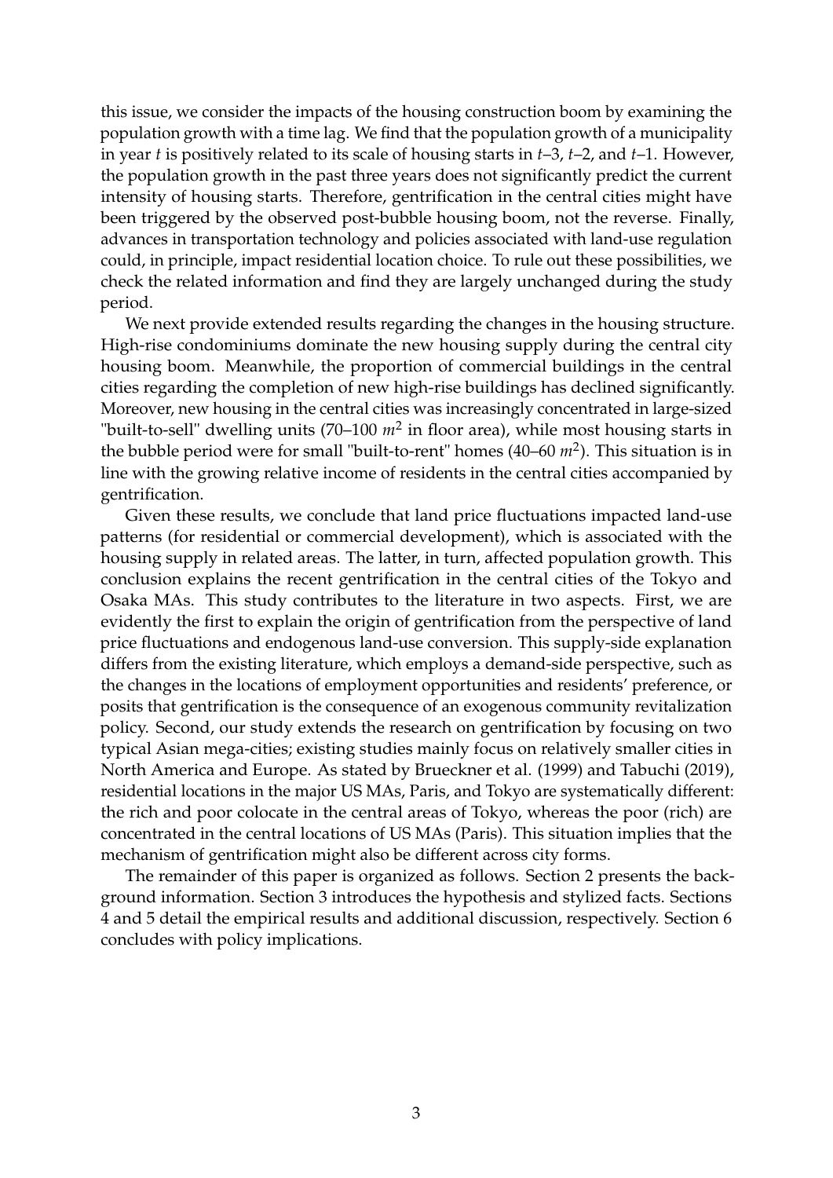this issue, we consider the impacts of the housing construction boom by examining the population growth with a time lag. We find that the population growth of a municipality in year *t* is positively related to its scale of housing starts in *t*–3, *t*–2, and *t*–1. However, the population growth in the past three years does not significantly predict the current intensity of housing starts. Therefore, gentrification in the central cities might have been triggered by the observed post-bubble housing boom, not the reverse. Finally, advances in transportation technology and policies associated with land-use regulation could, in principle, impact residential location choice. To rule out these possibilities, we check the related information and find they are largely unchanged during the study period.

We next provide extended results regarding the changes in the housing structure. High-rise condominiums dominate the new housing supply during the central city housing boom. Meanwhile, the proportion of commercial buildings in the central cities regarding the completion of new high-rise buildings has declined significantly. Moreover, new housing in the central cities was increasingly concentrated in large-sized "built-to-sell" dwelling units (70–100 $m^2$ in floor area), while most housing starts in the bubble period were for small "built-to-rent" homes (40–60 $m^2$). This situation is in line with the growing relative income of residents in the central cities accompanied by gentrification.

Given these results, we conclude that land price fluctuations impacted land-use patterns (for residential or commercial development), which is associated with the housing supply in related areas. The latter, in turn, affected population growth. This conclusion explains the recent gentrification in the central cities of the Tokyo and Osaka MAs. This study contributes to the literature in two aspects. First, we are evidently the first to explain the origin of gentrification from the perspective of land price fluctuations and endogenous land-use conversion. This supply-side explanation differs from the existing literature, which employs a demand-side perspective, such as the changes in the locations of employment opportunities and residents' preference, or posits that gentrification is the consequence of an exogenous community revitalization policy. Second, our study extends the research on gentrification by focusing on two typical Asian mega-cities; existing studies mainly focus on relatively smaller cities in North America and Europe. As stated by Brueckner et al. (1999) and Tabuchi (2019), residential locations in the major US MAs, Paris, and Tokyo are systematically different: the rich and poor colocate in the central areas of Tokyo, whereas the poor (rich) are concentrated in the central locations of US MAs (Paris). This situation implies that the mechanism of gentrification might also be different across city forms.

The remainder of this paper is organized as follows. Section 2 presents the background information. Section 3 introduces the hypothesis and stylized facts. Sections 4 and 5 detail the empirical results and additional discussion, respectively. Section 6 concludes with policy implications.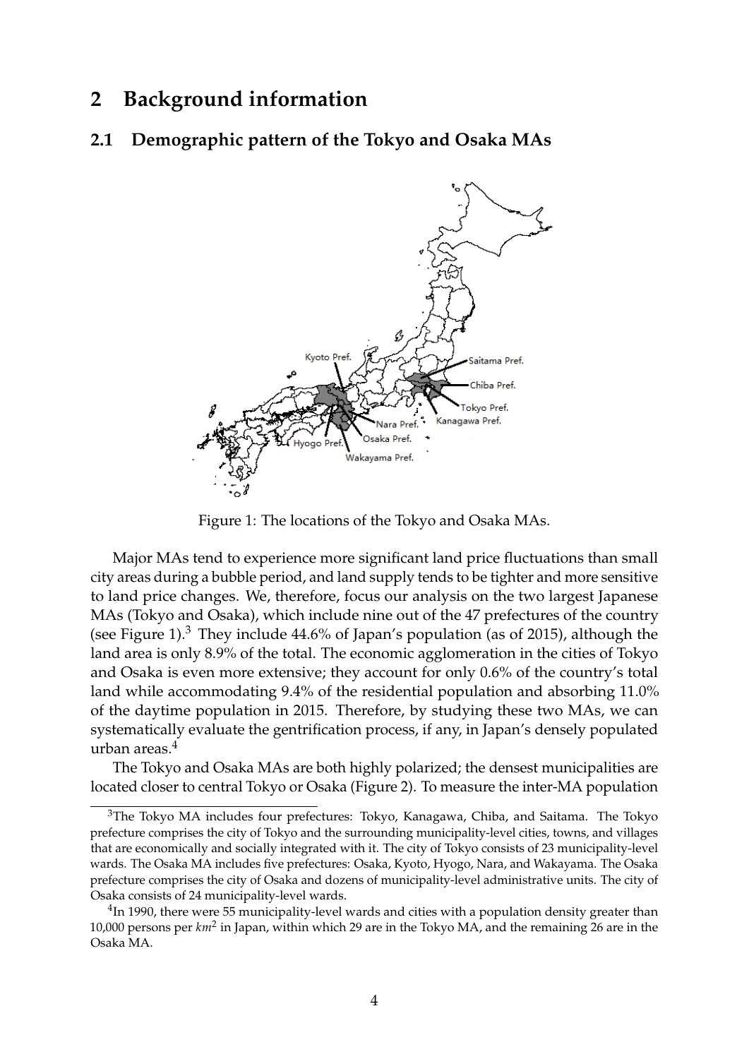# 2 Background information

## 2.1 Demographic pattern of the Tokyo and Osaka MAs

Figure 1: The locations of the Tokyo and Osaka MAs.

Major MAs tend to experience more significant land price fluctuations than small city areas during a bubble period, and land supply tends to be tighter and more sensitive to land price changes. We, therefore, focus our analysis on the two largest Japanese MAs (Tokyo and Osaka), which include nine out of the 47 prefectures of the country (see Figure 1).[3] They include 44.6% of Japan's population (as of 2015), although the land area is only 8.9% of the total. The economic agglomeration in the cities of Tokyo and Osaka is even more extensive; they account for only 0.6% of the country's total land while accommodating 9.4% of the residential population and absorbing 11.0% of the daytime population in 2015. Therefore, by studying these two MAs, we can systematically evaluate the gentrification process, if any, in Japan's densely populated urban areas.[4]

The Tokyo and Osaka MAs are both highly polarized; the densest municipalities are located closer to central Tokyo or Osaka (Figure 2). To measure the inter-MA population

[3] The Tokyo MA includes four prefectures: Tokyo, Kanagawa, Chiba, and Saitama. The Tokyo prefecture comprises the city of Tokyo and the surrounding municipality-level cities, towns, and villages that are economically and socially integrated with it. The city of Tokyo consists of 23 municipality-level wards. The Osaka MA includes five prefectures: Osaka, Kyoto, Hyogo, Nara, and Wakayama. The Osaka prefecture comprises the city of Osaka and dozens of municipality-level administrative units. The city of Osaka consists of 24 municipality-level wards.

[4] In 1990, there were 55 municipality-level wards and cities with a population density greater than 10,000 persons per $km^2$ in Japan, within which 29 are in the Tokyo MA, and the remaining 26 are in the Osaka MA.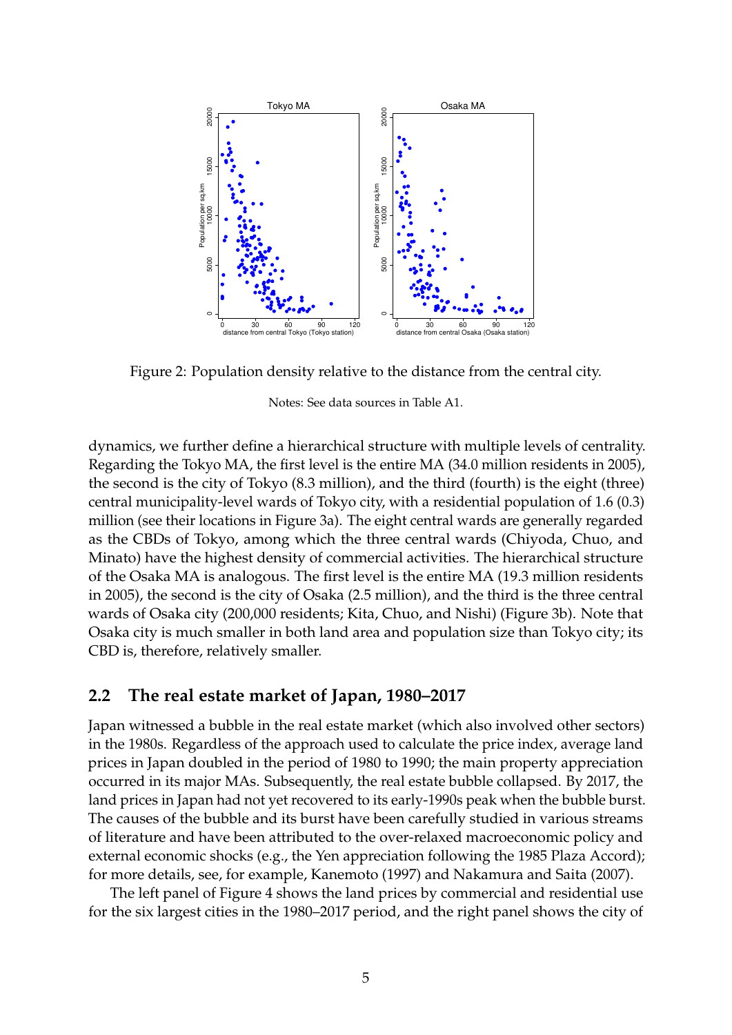Figure 2: Population density relative to the distance from the central city.

Notes: See data sources in Table A1.

dynamics, we further define a hierarchical structure with multiple levels of centrality. Regarding the Tokyo MA, the first level is the entire MA (34.0 million residents in 2005), the second is the city of Tokyo (8.3 million), and the third (fourth) is the eight (three) central municipality-level wards of Tokyo city, with a residential population of 1.6 (0.3) million (see their locations in Figure 3a). The eight central wards are generally regarded as the CBDs of Tokyo, among which the three central wards (Chiyoda, Chuo, and Minato) have the highest density of commercial activities. The hierarchical structure of the Osaka MA is analogous. The first level is the entire MA (19.3 million residents in 2005), the second is the city of Osaka (2.5 million), and the third is the three central wards of Osaka city (200,000 residents; Kita, Chuo, and Nishi) (Figure 3b). Note that Osaka city is much smaller in both land area and population size than Tokyo city; its CBD is, therefore, relatively smaller.

## 2.2 The real estate market of Japan, 1980–2017

Japan witnessed a bubble in the real estate market (which also involved other sectors) in the 1980s. Regardless of the approach used to calculate the price index, average land prices in Japan doubled in the period of 1980 to 1990; the main property appreciation occurred in its major MAs. Subsequently, the real estate bubble collapsed. By 2017, the land prices in Japan had not yet recovered to its early-1990s peak when the bubble burst. The causes of the bubble and its burst have been carefully studied in various streams of literature and have been attributed to the over-relaxed macroeconomic policy and external economic shocks (e.g., the Yen appreciation following the 1985 Plaza Accord); for more details, see, for example, Kanemoto (1997) and Nakamura and Saita (2007).

The left panel of Figure 4 shows the land prices by commercial and residential use for the six largest cities in the 1980–2017 period, and the right panel shows the city of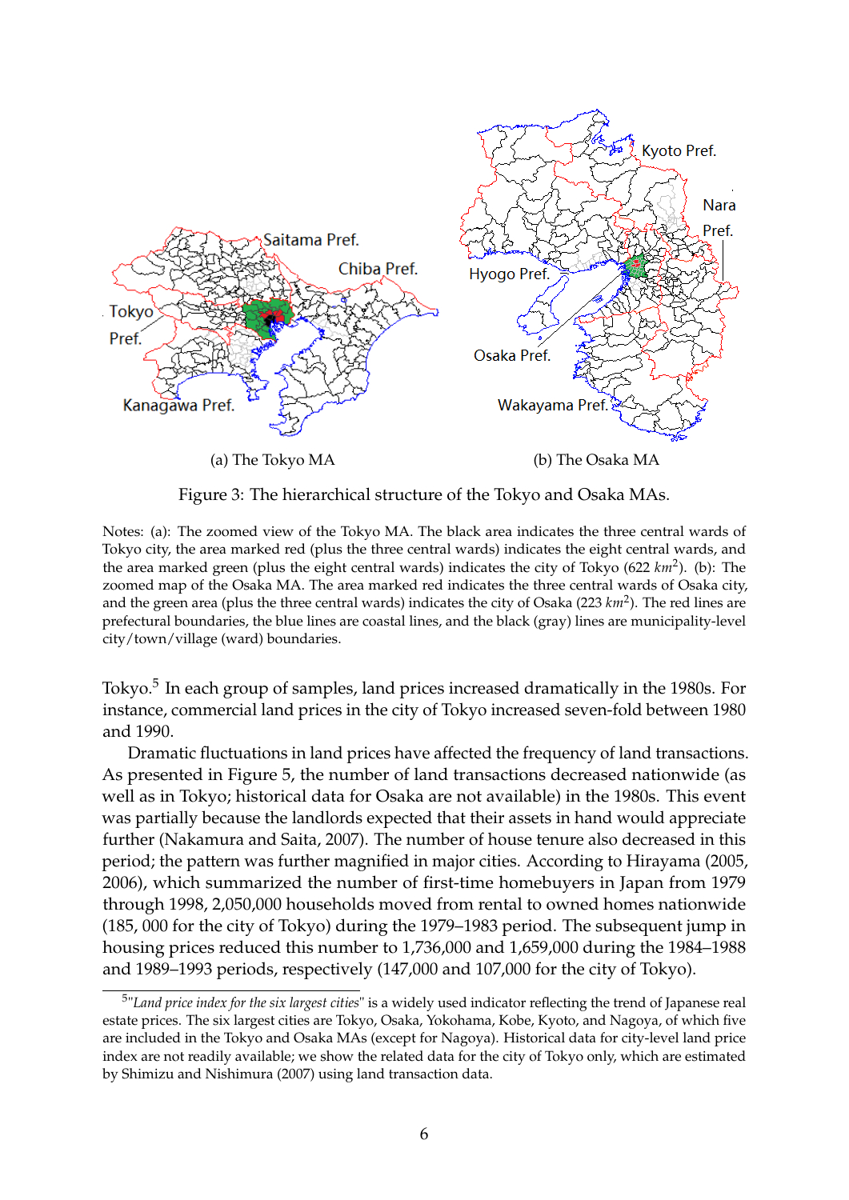(a) The Tokyo MA

(b) The Osaka MA

Figure 3: The hierarchical structure of the Tokyo and Osaka MAs.

Notes: (a): The zoomed view of the Tokyo MA. The black area indicates the three central wards of Tokyo city, the area marked red (plus the three central wards) indicates the eight central wards, and the area marked green (plus the eight central wards) indicates the city of Tokyo (622 $km^2$). (b): The zoomed map of the Osaka MA. The area marked red indicates the three central wards of Osaka city, and the green area (plus the three central wards) indicates the city of Osaka (223 $km^2$). The red lines are prefectural boundaries, the blue lines are coastal lines, and the black (gray) lines are municipality-level city/town/village (ward) boundaries.

Tokyo.[5] In each group of samples, land prices increased dramatically in the 1980s. For instance, commercial land prices in the city of Tokyo increased seven-fold between 1980 and 1990.

Dramatic fluctuations in land prices have affected the frequency of land transactions. As presented in Figure 5, the number of land transactions decreased nationwide (as well as in Tokyo; historical data for Osaka are not available) in the 1980s. This event was partially because the landlords expected that their assets in hand would appreciate further (Nakamura and Saita, 2007). The number of house tenure also decreased in this period; the pattern was further magnified in major cities. According to Hirayama (2005, 2006), which summarized the number of first-time homebuyers in Japan from 1979 through 1998, 2,050,000 households moved from rental to owned homes nationwide (185, 000 for the city of Tokyo) during the 1979–1983 period. The subsequent jump in housing prices reduced this number to 1,736,000 and 1,659,000 during the 1984–1988 and 1989–1993 periods, respectively (147,000 and 107,000 for the city of Tokyo).

[5]"*Land price index for the six largest cities*" is a widely used indicator reflecting the trend of Japanese real estate prices. The six largest cities are Tokyo, Osaka, Yokohama, Kobe, Kyoto, and Nagoya, of which five are included in the Tokyo and Osaka MAs (except for Nagoya). Historical data for city-level land price index are not readily available; we show the related data for the city of Tokyo only, which are estimated by Shimizu and Nishimura (2007) using land transaction data.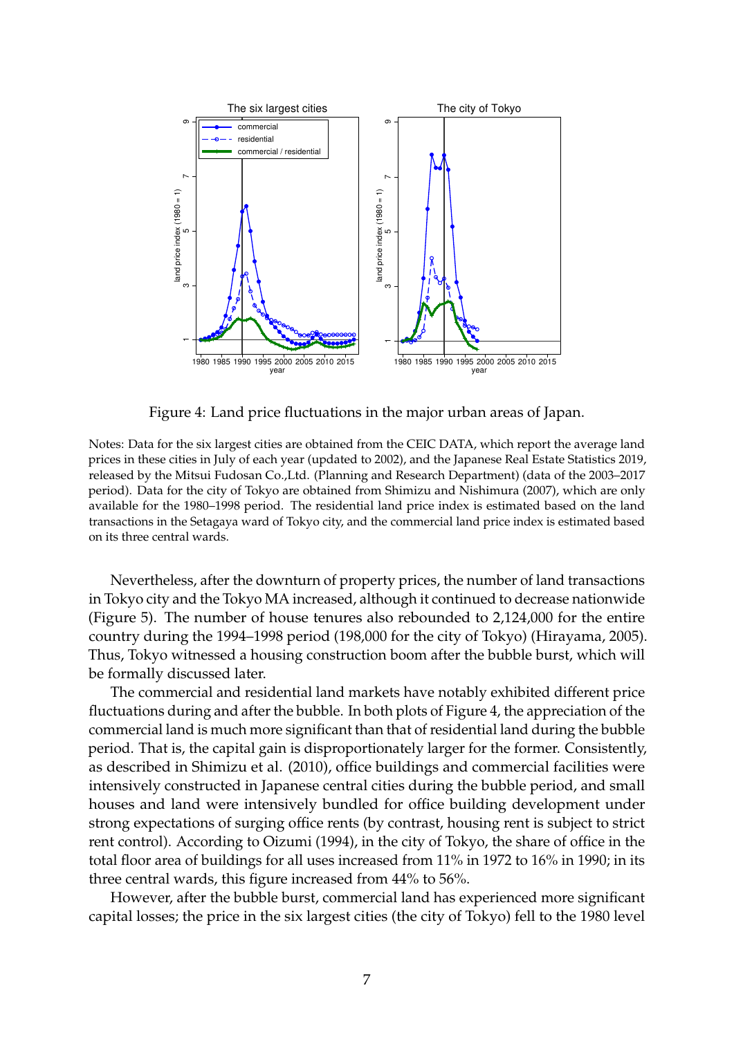Figure 4: Land price fluctuations in the major urban areas of Japan.

Notes: Data for the six largest cities are obtained from the CEIC DATA, which report the average land prices in these cities in July of each year (updated to 2002), and the Japanese Real Estate Statistics 2019, released by the Mitsui Fudosan Co.,Ltd. (Planning and Research Department) (data of the 2003–2017 period). Data for the city of Tokyo are obtained from Shimizu and Nishimura (2007), which are only available for the 1980–1998 period. The residential land price index is estimated based on the land transactions in the Setagaya ward of Tokyo city, and the commercial land price index is estimated based on its three central wards.

Nevertheless, after the downturn of property prices, the number of land transactions in Tokyo city and the Tokyo MA increased, although it continued to decrease nationwide (Figure 5). The number of house tenures also rebounded to 2,124,000 for the entire country during the 1994–1998 period (198,000 for the city of Tokyo) (Hirayama, 2005). Thus, Tokyo witnessed a housing construction boom after the bubble burst, which will be formally discussed later.

The commercial and residential land markets have notably exhibited different price fluctuations during and after the bubble. In both plots of Figure 4, the appreciation of the commercial land is much more significant than that of residential land during the bubble period. That is, the capital gain is disproportionately larger for the former. Consistently, as described in Shimizu et al. (2010), office buildings and commercial facilities were intensively constructed in Japanese central cities during the bubble period, and small houses and land were intensively bundled for office building development under strong expectations of surging office rents (by contrast, housing rent is subject to strict rent control). According to Oizumi (1994), in the city of Tokyo, the share of office in the total floor area of buildings for all uses increased from 11% in 1972 to 16% in 1990; in its three central wards, this figure increased from 44% to 56%.

However, after the bubble burst, commercial land has experienced more significant capital losses; the price in the six largest cities (the city of Tokyo) fell to the 1980 level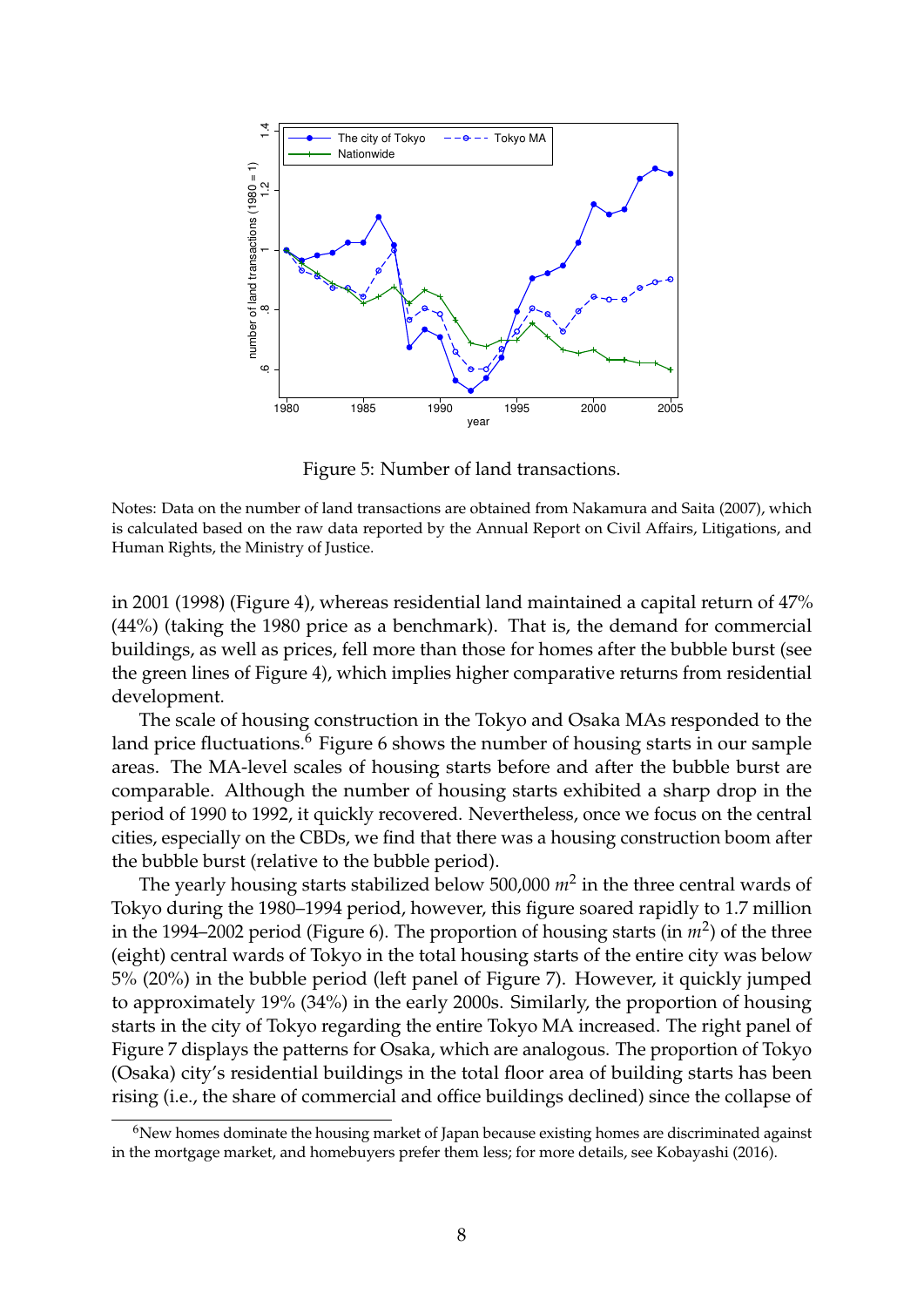Figure 5: Number of land transactions.

Notes: Data on the number of land transactions are obtained from Nakamura and Saita (2007), which is calculated based on the raw data reported by the Annual Report on Civil Affairs, Litigations, and Human Rights, the Ministry of Justice.

in 2001 (1998) (Figure 4), whereas residential land maintained a capital return of 47% (44%) (taking the 1980 price as a benchmark). That is, the demand for commercial buildings, as well as prices, fell more than those for homes after the bubble burst (see the green lines of Figure 4), which implies higher comparative returns from residential development.

The scale of housing construction in the Tokyo and Osaka MAs responded to the land price fluctuations.[6] Figure 6 shows the number of housing starts in our sample areas. The MA-level scales of housing starts before and after the bubble burst are comparable. Although the number of housing starts exhibited a sharp drop in the period of 1990 to 1992, it quickly recovered. Nevertheless, once we focus on the central cities, especially on the CBDs, we find that there was a housing construction boom after the bubble burst (relative to the bubble period).

The yearly housing starts stabilized below 500,000 $m^2$ in the three central wards of Tokyo during the 1980–1994 period, however, this figure soared rapidly to 1.7 million in the 1994–2002 period (Figure 6). The proportion of housing starts (in $m^2$) of the three (eight) central wards of Tokyo in the total housing starts of the entire city was below 5% (20%) in the bubble period (left panel of Figure 7). However, it quickly jumped to approximately 19% (34%) in the early 2000s. Similarly, the proportion of housing starts in the city of Tokyo regarding the entire Tokyo MA increased. The right panel of Figure 7 displays the patterns for Osaka, which are analogous. The proportion of Tokyo (Osaka) city's residential buildings in the total floor area of building starts has been rising (i.e., the share of commercial and office buildings declined) since the collapse of

[6] New homes dominate the housing market of Japan because existing homes are discriminated against in the mortgage market, and homebuyers prefer them less; for more details, see Kobayashi (2016).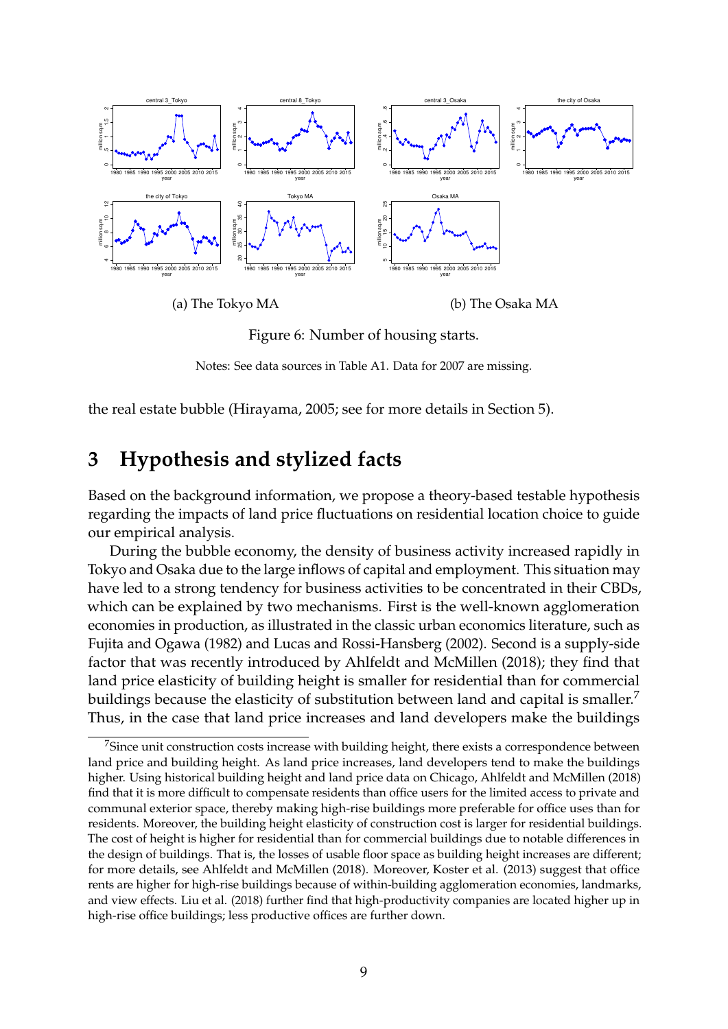(a) The Tokyo MA (b) The Osaka MA

Figure 6: Number of housing starts.

Notes: See data sources in Table A1. Data for 2007 are missing.

the real estate bubble (Hirayama, 2005; see for more details in Section 5).

# 3 Hypothesis and stylized facts

Based on the background information, we propose a theory-based testable hypothesis regarding the impacts of land price fluctuations on residential location choice to guide our empirical analysis.

During the bubble economy, the density of business activity increased rapidly in Tokyo and Osaka due to the large inflows of capital and employment. This situation may have led to a strong tendency for business activities to be concentrated in their CBDs, which can be explained by two mechanisms. First is the well-known agglomeration economies in production, as illustrated in the classic urban economics literature, such as Fujita and Ogawa (1982) and Lucas and Rossi-Hansberg (2002). Second is a supply-side factor that was recently introduced by Ahlfeldt and McMillen (2018); they find that land price elasticity of building height is smaller for residential than for commercial buildings because the elasticity of substitution between land and capital is smaller.[7] Thus, in the case that land price increases and land developers make the buildings

[7] Since unit construction costs increase with building height, there exists a correspondence between land price and building height. As land price increases, land developers tend to make the buildings higher. Using historical building height and land price data on Chicago, Ahlfeldt and McMillen (2018) find that it is more difficult to compensate residents than office users for the limited access to private and communal exterior space, thereby making high-rise buildings more preferable for office uses than for residents. Moreover, the building height elasticity of construction cost is larger for residential buildings. The cost of height is higher for residential than for commercial buildings due to notable differences in the design of buildings. That is, the losses of usable floor space as building height increases are different; for more details, see Ahlfeldt and McMillen (2018). Moreover, Koster et al. (2013) suggest that office rents are higher for high-rise buildings because of within-building agglomeration economies, landmarks, and view effects. Liu et al. (2018) further find that high-productivity companies are located higher up in high-rise office buildings; less productive offices are further down.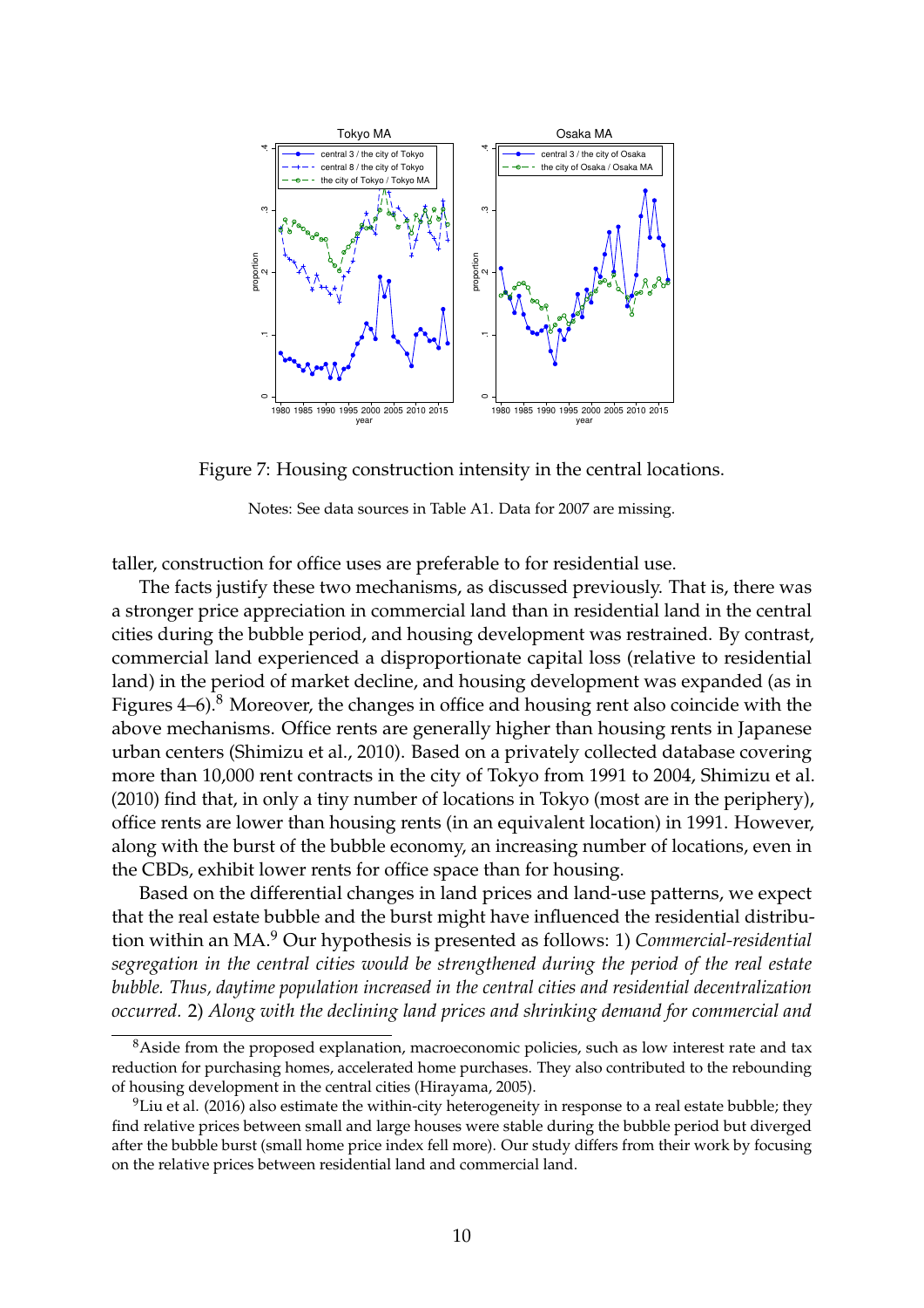Figure 7: Housing construction intensity in the central locations.

Notes: See data sources in Table A1. Data for 2007 are missing.

taller, construction for office uses are preferable to for residential use.

The facts justify these two mechanisms, as discussed previously. That is, there was a stronger price appreciation in commercial land than in residential land in the central cities during the bubble period, and housing development was restrained. By contrast, commercial land experienced a disproportionate capital loss (relative to residential land) in the period of market decline, and housing development was expanded (as in Figures 4–6).[8] Moreover, the changes in office and housing rent also coincide with the above mechanisms. Office rents are generally higher than housing rents in Japanese urban centers (Shimizu et al., 2010). Based on a privately collected database covering more than 10,000 rent contracts in the city of Tokyo from 1991 to 2004, Shimizu et al. (2010) find that, in only a tiny number of locations in Tokyo (most are in the periphery), office rents are lower than housing rents (in an equivalent location) in 1991. However, along with the burst of the bubble economy, an increasing number of locations, even in the CBDs, exhibit lower rents for office space than for housing.

Based on the differential changes in land prices and land-use patterns, we expect that the real estate bubble and the burst might have influenced the residential distribution within an MA.[9] Our hypothesis is presented as follows: 1) *Commercial-residential segregation in the central cities would be strengthened during the period of the real estate bubble. Thus, daytime population increased in the central cities and residential decentralization occurred.* 2) *Along with the declining land prices and shrinking demand for commercial and*

[8] Aside from the proposed explanation, macroeconomic policies, such as low interest rate and tax reduction for purchasing homes, accelerated home purchases. They also contributed to the rebounding of housing development in the central cities (Hirayama, 2005).

[9] Liu et al. (2016) also estimate the within-city heterogeneity in response to a real estate bubble; they find relative prices between small and large houses were stable during the bubble period but diverged after the bubble burst (small home price index fell more). Our study differs from their work by focusing on the relative prices between residential land and commercial land.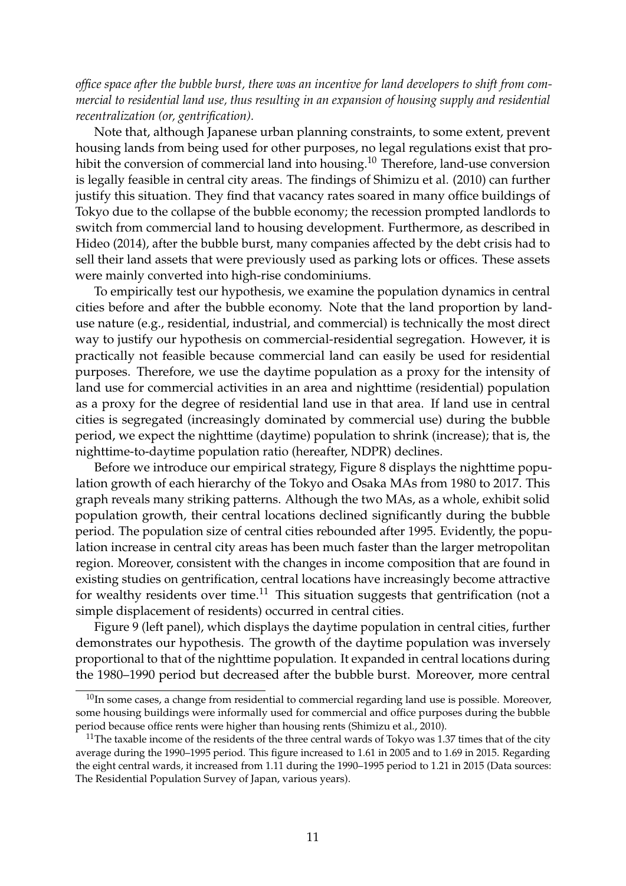*office space after the bubble burst, there was an incentive for land developers to shift from commercial to residential land use, thus resulting in an expansion of housing supply and residential recentralization (or, gentrification).*

Note that, although Japanese urban planning constraints, to some extent, prevent housing lands from being used for other purposes, no legal regulations exist that prohibit the conversion of commercial land into housing.[10] Therefore, land-use conversion is legally feasible in central city areas. The findings of Shimizu et al. (2010) can further justify this situation. They find that vacancy rates soared in many office buildings of Tokyo due to the collapse of the bubble economy; the recession prompted landlords to switch from commercial land to housing development. Furthermore, as described in Hideo (2014), after the bubble burst, many companies affected by the debt crisis had to sell their land assets that were previously used as parking lots or offices. These assets were mainly converted into high-rise condominiums.

To empirically test our hypothesis, we examine the population dynamics in central cities before and after the bubble economy. Note that the land proportion by land-use nature (e.g., residential, industrial, and commercial) is technically the most direct way to justify our hypothesis on commercial-residential segregation. However, it is practically not feasible because commercial land can easily be used for residential purposes. Therefore, we use the daytime population as a proxy for the intensity of land use for commercial activities in an area and nighttime (residential) population as a proxy for the degree of residential land use in that area. If land use in central cities is segregated (increasingly dominated by commercial use) during the bubble period, we expect the nighttime (daytime) population to shrink (increase); that is, the nighttime-to-daytime population ratio (hereafter, NDPR) declines.

Before we introduce our empirical strategy, Figure 8 displays the nighttime population growth of each hierarchy of the Tokyo and Osaka MAs from 1980 to 2017. This graph reveals many striking patterns. Although the two MAs, as a whole, exhibit solid population growth, their central locations declined significantly during the bubble period. The population size of central cities rebounded after 1995. Evidently, the population increase in central city areas has been much faster than the larger metropolitan region. Moreover, consistent with the changes in income composition that are found in existing studies on gentrification, central locations have increasingly become attractive for wealthy residents over time.[11] This situation suggests that gentrification (not a simple displacement of residents) occurred in central cities.

Figure 9 (left panel), which displays the daytime population in central cities, further demonstrates our hypothesis. The growth of the daytime population was inversely proportional to that of the nighttime population. It expanded in central locations during the 1980–1990 period but decreased after the bubble burst. Moreover, more central

[10] In some cases, a change from residential to commercial regarding land use is possible. Moreover, some housing buildings were informally used for commercial and office purposes during the bubble period because office rents were higher than housing rents (Shimizu et al., 2010).

[11] The taxable income of the residents of the three central wards of Tokyo was 1.37 times that of the city average during the 1990–1995 period. This figure increased to 1.61 in 2005 and to 1.69 in 2015. Regarding the eight central wards, it increased from 1.11 during the 1990–1995 period to 1.21 in 2015 (Data sources: The Residential Population Survey of Japan, various years).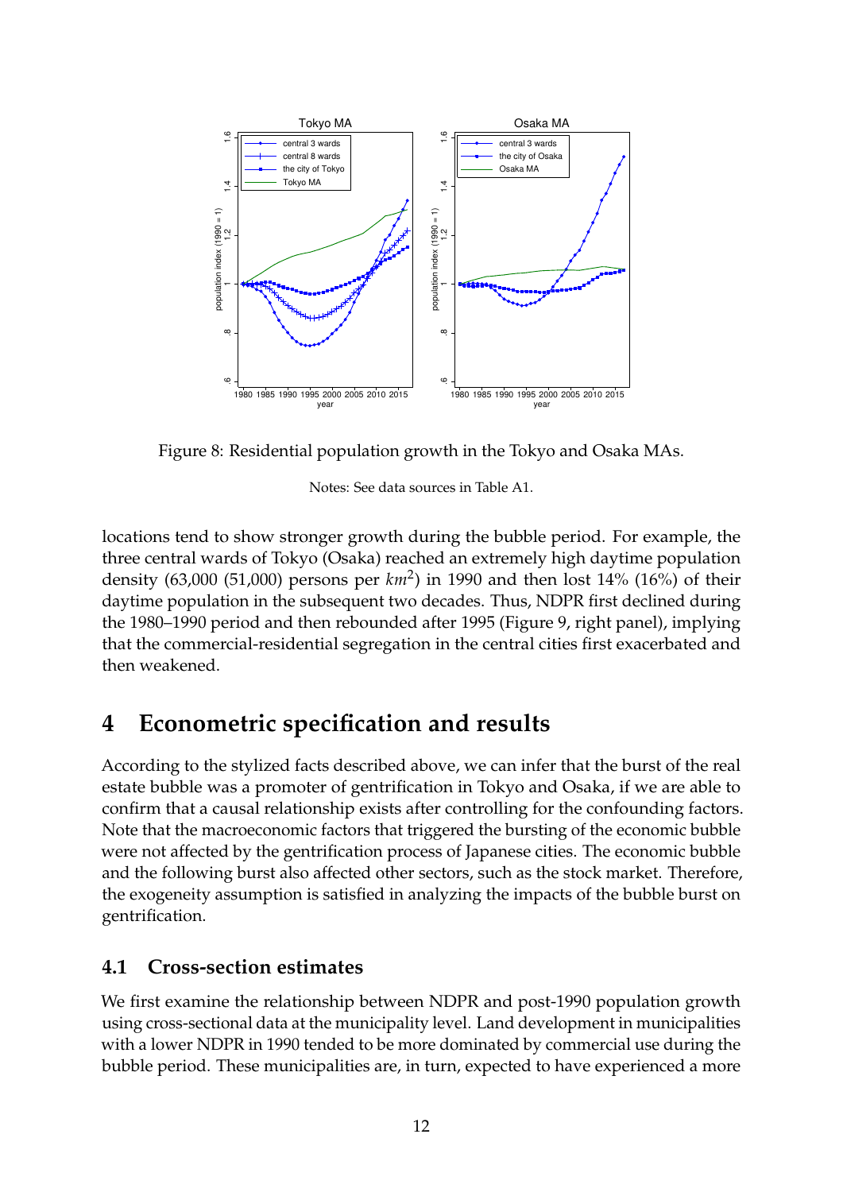Figure 8: Residential population growth in the Tokyo and Osaka MAs.

Notes: See data sources in Table A1.

locations tend to show stronger growth during the bubble period. For example, the three central wards of Tokyo (Osaka) reached an extremely high daytime population density (63,000 (51,000) persons per $km^2$) in 1990 and then lost 14% (16%) of their daytime population in the subsequent two decades. Thus, NDPR first declined during the 1980–1990 period and then rebounded after 1995 (Figure 9, right panel), implying that the commercial-residential segregation in the central cities first exacerbated and then weakened.

## 4 Econometric specification and results

According to the stylized facts described above, we can infer that the burst of the real estate bubble was a promoter of gentrification in Tokyo and Osaka, if we are able to confirm that a causal relationship exists after controlling for the confounding factors. Note that the macroeconomic factors that triggered the bursting of the economic bubble were not affected by the gentrification process of Japanese cities. The economic bubble and the following burst also affected other sectors, such as the stock market. Therefore, the exogeneity assumption is satisfied in analyzing the impacts of the bubble burst on gentrification.

### 4.1 Cross-section estimates

We first examine the relationship between NDPR and post-1990 population growth using cross-sectional data at the municipality level. Land development in municipalities with a lower NDPR in 1990 tended to be more dominated by commercial use during the bubble period. These municipalities are, in turn, expected to have experienced a more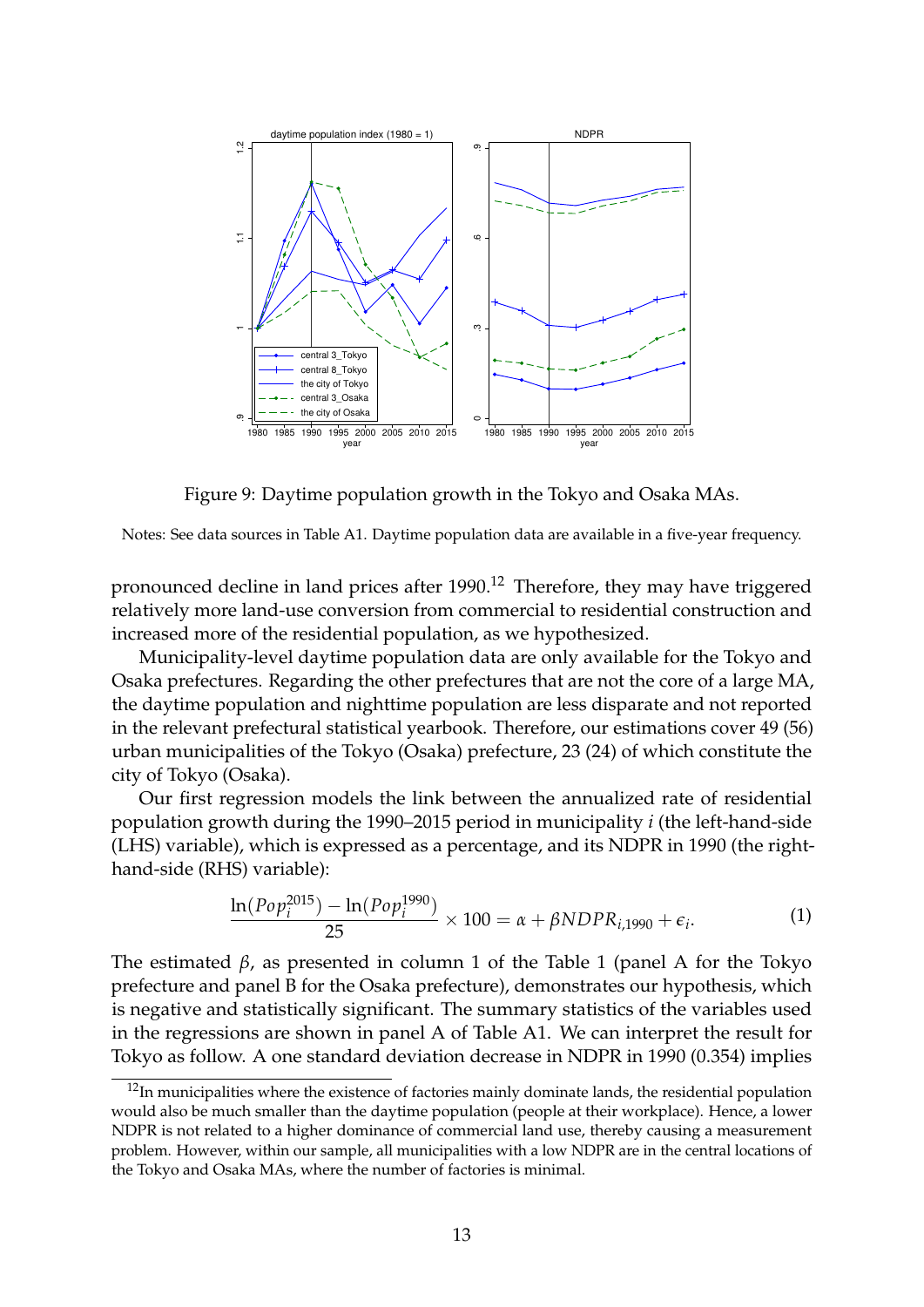Figure 9: Daytime population growth in the Tokyo and Osaka MAs.

Notes: See data sources in Table A1. Daytime population data are available in a five-year frequency.

pronounced decline in land prices after 1990.[12] Therefore, they may have triggered relatively more land-use conversion from commercial to residential construction and increased more of the residential population, as we hypothesized.

Municipality-level daytime population data are only available for the Tokyo and Osaka prefectures. Regarding the other prefectures that are not the core of a large MA, the daytime population and nighttime population are less disparate and not reported in the relevant prefectural statistical yearbook. Therefore, our estimations cover 49 (56) urban municipalities of the Tokyo (Osaka) prefecture, 23 (24) of which constitute the city of Tokyo (Osaka).

Our first regression models the link between the annualized rate of residential population growth during the 1990–2015 period in municipality $i$ (the left-hand-side (LHS) variable), which is expressed as a percentage, and its NDPR in 1990 (the right-hand-side (RHS) variable):

$$\frac{\ln(Pop_i^{2015}) - \ln(Pop_i^{1990})}{25} \times 100 = \alpha + \beta NDPR_{i,1990} + \epsilon_i. \tag{1}$$

The estimated $\beta$, as presented in column 1 of the Table 1 (panel A for the Tokyo prefecture and panel B for the Osaka prefecture), demonstrates our hypothesis, which is negative and statistically significant. The summary statistics of the variables used in the regressions are shown in panel A of Table A1. We can interpret the result for Tokyo as follow. A one standard deviation decrease in NDPR in 1990 (0.354) implies

[12] In municipalities where the existence of factories mainly dominate lands, the residential population would also be much smaller than the daytime population (people at their workplace). Hence, a lower NDPR is not related to a higher dominance of commercial land use, thereby causing a measurement problem. However, within our sample, all municipalities with a low NDPR are in the central locations of the Tokyo and Osaka MAs, where the number of factories is minimal.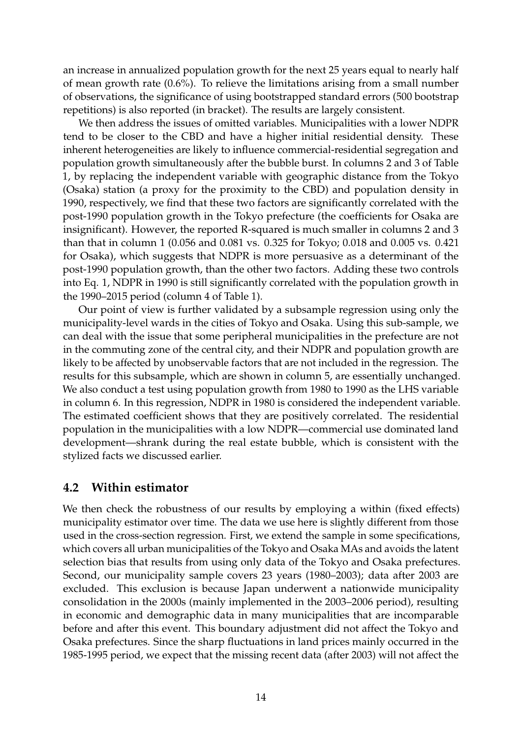an increase in annualized population growth for the next 25 years equal to nearly half of mean growth rate (0.6%). To relieve the limitations arising from a small number of observations, the significance of using bootstrapped standard errors (500 bootstrap repetitions) is also reported (in bracket). The results are largely consistent.

We then address the issues of omitted variables. Municipalities with a lower NDPR tend to be closer to the CBD and have a higher initial residential density. These inherent heterogeneities are likely to influence commercial-residential segregation and population growth simultaneously after the bubble burst. In columns 2 and 3 of Table 1, by replacing the independent variable with geographic distance from the Tokyo (Osaka) station (a proxy for the proximity to the CBD) and population density in 1990, respectively, we find that these two factors are significantly correlated with the post-1990 population growth in the Tokyo prefecture (the coefficients for Osaka are insignificant). However, the reported R-squared is much smaller in columns 2 and 3 than that in column 1 (0.056 and 0.081 vs. 0.325 for Tokyo; 0.018 and 0.005 vs. 0.421 for Osaka), which suggests that NDPR is more persuasive as a determinant of the post-1990 population growth, than the other two factors. Adding these two controls into Eq. 1, NDPR in 1990 is still significantly correlated with the population growth in the 1990–2015 period (column 4 of Table 1).

Our point of view is further validated by a subsample regression using only the municipality-level wards in the cities of Tokyo and Osaka. Using this sub-sample, we can deal with the issue that some peripheral municipalities in the prefecture are not in the commuting zone of the central city, and their NDPR and population growth are likely to be affected by unobservable factors that are not included in the regression. The results for this subsample, which are shown in column 5, are essentially unchanged. We also conduct a test using population growth from 1980 to 1990 as the LHS variable in column 6. In this regression, NDPR in 1980 is considered the independent variable. The estimated coefficient shows that they are positively correlated. The residential population in the municipalities with a low NDPR—commercial use dominated land development—shrank during the real estate bubble, which is consistent with the stylized facts we discussed earlier.

## 4.2 Within estimator

We then check the robustness of our results by employing a within (fixed effects) municipality estimator over time. The data we use here is slightly different from those used in the cross-section regression. First, we extend the sample in some specifications, which covers all urban municipalities of the Tokyo and Osaka MAs and avoids the latent selection bias that results from using only data of the Tokyo and Osaka prefectures. Second, our municipality sample covers 23 years (1980–2003); data after 2003 are excluded. This exclusion is because Japan underwent a nationwide municipality consolidation in the 2000s (mainly implemented in the 2003–2006 period), resulting in economic and demographic data in many municipalities that are incomparable before and after this event. This boundary adjustment did not affect the Tokyo and Osaka prefectures. Since the sharp fluctuations in land prices mainly occurred in the 1985-1995 period, we expect that the missing recent data (after 2003) will not affect the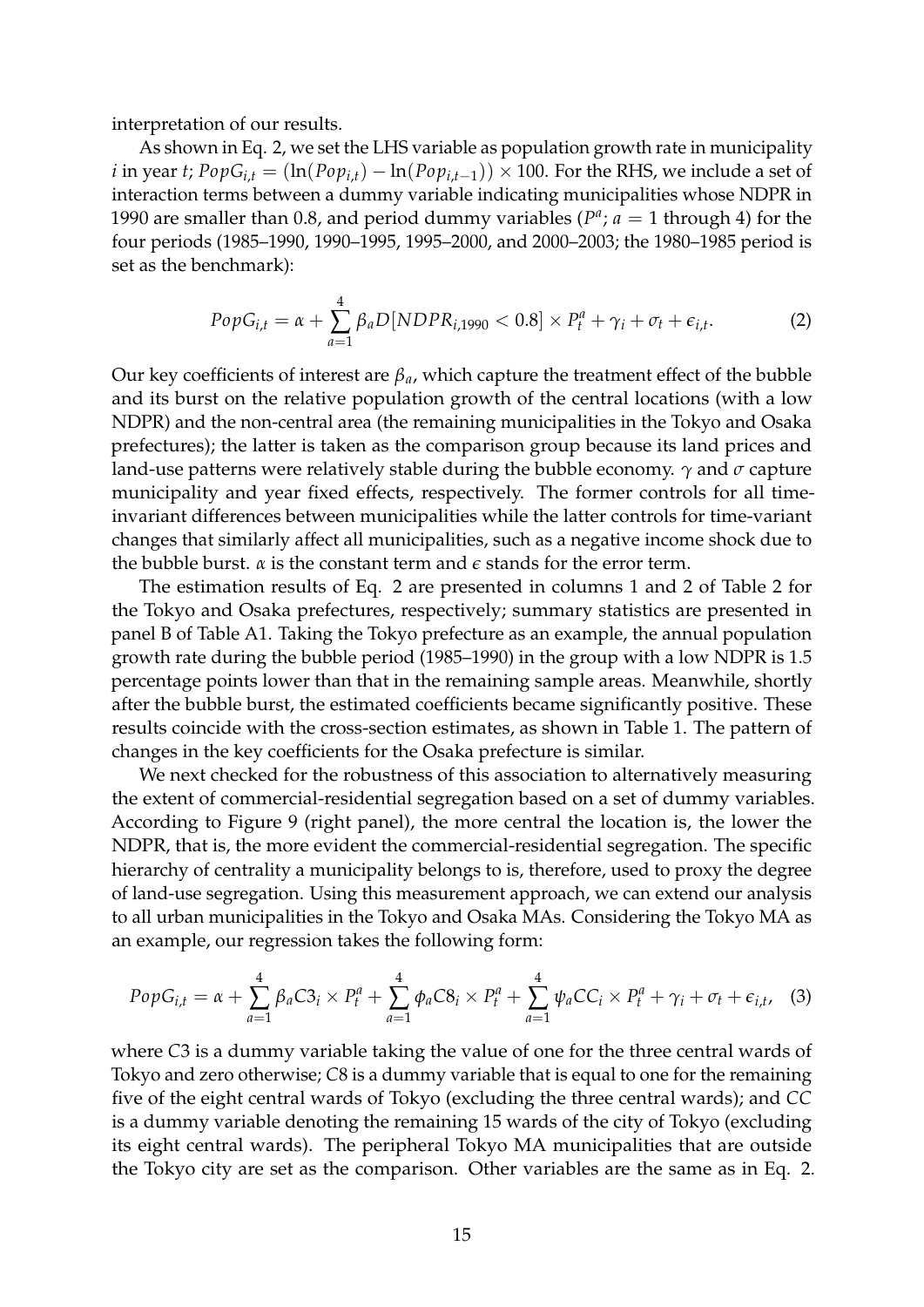interpretation of our results.

As shown in Eq. 2, we set the LHS variable as population growth rate in municipality $i$ in year $t$; $PopG_{i,t} = (\ln(Pop_{i,t}) - \ln(Pop_{i,t-1})) \times 100$. For the RHS, we include a set of interaction terms between a dummy variable indicating municipalities whose NDPR in 1990 are smaller than 0.8, and period dummy variables ($P^a$; $a = 1$ through 4) for the four periods (1985–1990, 1990–1995, 1995–2000, and 2000–2003; the 1980–1985 period is set as the benchmark):

$$PopG_{i,t} = \alpha + \sum_{a=1}^{4} \beta_a D[NDPR_{i,1990} < 0.8] \times P_t^a + \gamma_i + \sigma_t + \epsilon_{i,t}. \quad (2)$$

Our key coefficients of interest are $\beta_a$, which capture the treatment effect of the bubble and its burst on the relative population growth of the central locations (with a low NDPR) and the non-central area (the remaining municipalities in the Tokyo and Osaka prefectures); the latter is taken as the comparison group because its land prices and land-use patterns were relatively stable during the bubble economy. $\gamma$ and $\sigma$ capture municipality and year fixed effects, respectively. The former controls for all time-invariant differences between municipalities while the latter controls for time-variant changes that similarly affect all municipalities, such as a negative income shock due to the bubble burst. $\alpha$ is the constant term and $\epsilon$ stands for the error term.

The estimation results of Eq. 2 are presented in columns 1 and 2 of Table 2 for the Tokyo and Osaka prefectures, respectively; summary statistics are presented in panel B of Table A1. Taking the Tokyo prefecture as an example, the annual population growth rate during the bubble period (1985–1990) in the group with a low NDPR is 1.5 percentage points lower than that in the remaining sample areas. Meanwhile, shortly after the bubble burst, the estimated coefficients became significantly positive. These results coincide with the cross-section estimates, as shown in Table 1. The pattern of changes in the key coefficients for the Osaka prefecture is similar.

We next checked for the robustness of this association to alternatively measuring the extent of commercial-residential segregation based on a set of dummy variables. According to Figure 9 (right panel), the more central the location is, the lower the NDPR, that is, the more evident the commercial-residential segregation. The specific hierarchy of centrality a municipality belongs to is, therefore, used to proxy the degree of land-use segregation. Using this measurement approach, we can extend our analysis to all urban municipalities in the Tokyo and Osaka MAs. Considering the Tokyo MA as an example, our regression takes the following form:

$$PopG_{i,t} = \alpha + \sum_{a=1}^{4} \beta_a C3_i \times P_t^a + \sum_{a=1}^{4} \phi_a C8_i \times P_t^a + \sum_{a=1}^{4} \psi_a CC_i \times P_t^a + \gamma_i + \sigma_t + \epsilon_{i,t}, \quad (3)$$

where $C3$ is a dummy variable taking the value of one for the three central wards of Tokyo and zero otherwise; $C8$ is a dummy variable that is equal to one for the remaining five of the eight central wards of Tokyo (excluding the three central wards); and $CC$ is a dummy variable denoting the remaining 15 wards of the city of Tokyo (excluding its eight central wards). The peripheral Tokyo MA municipalities that are outside the Tokyo city are set as the comparison. Other variables are the same as in Eq. 2.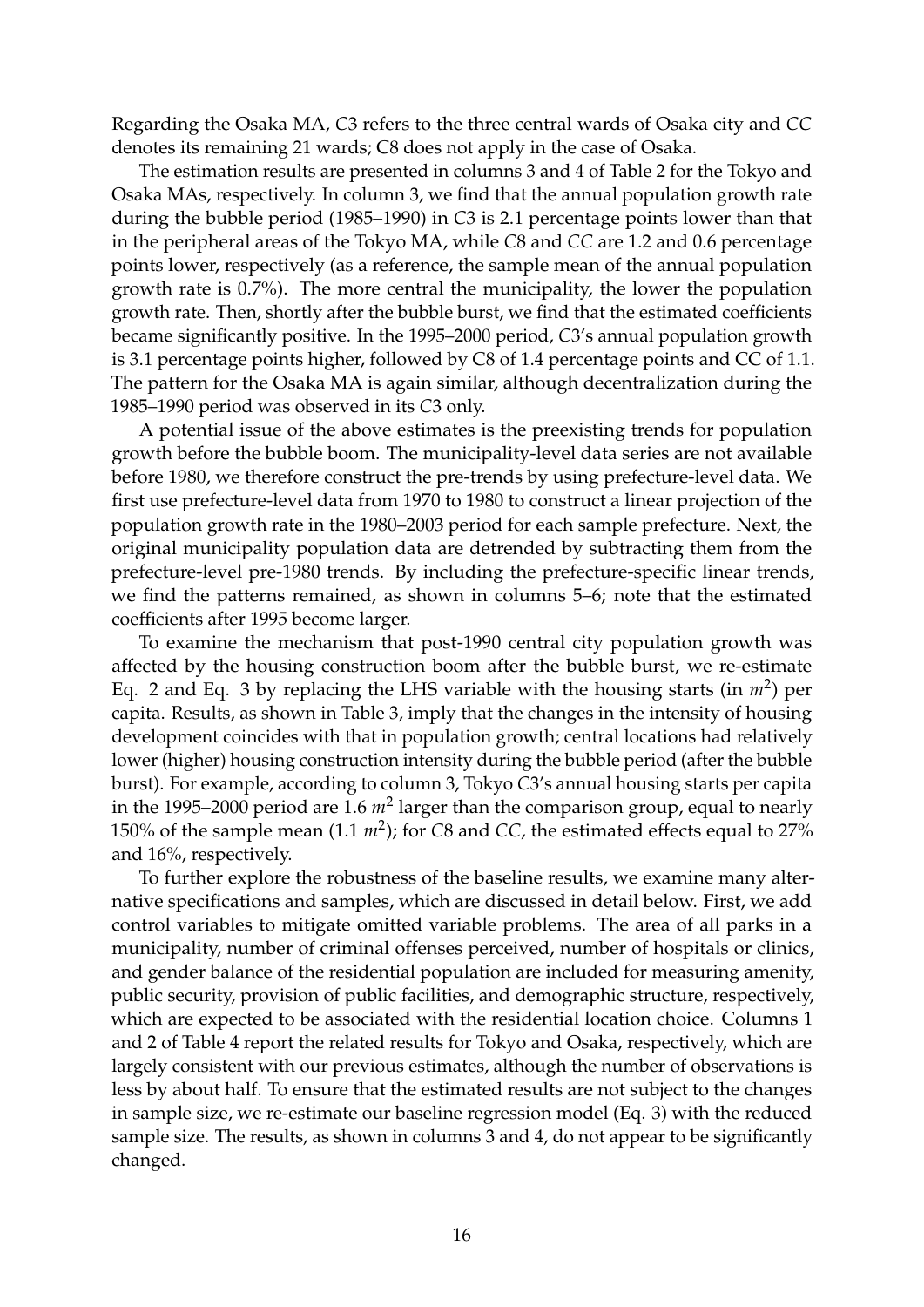Regarding the Osaka MA, $C3$ refers to the three central wards of Osaka city and $CC$ denotes its remaining 21 wards; C8 does not apply in the case of Osaka.

The estimation results are presented in columns 3 and 4 of Table 2 for the Tokyo and Osaka MAs, respectively. In column 3, we find that the annual population growth rate during the bubble period (1985–1990) in $C3$ is 2.1 percentage points lower than that in the peripheral areas of the Tokyo MA, while $C8$ and $CC$ are 1.2 and 0.6 percentage points lower, respectively (as a reference, the sample mean of the annual population growth rate is 0.7%). The more central the municipality, the lower the population growth rate. Then, shortly after the bubble burst, we find that the estimated coefficients became significantly positive. In the 1995–2000 period, $C3$'s annual population growth is 3.1 percentage points higher, followed by C8 of 1.4 percentage points and CC of 1.1. The pattern for the Osaka MA is again similar, although decentralization during the 1985–1990 period was observed in its $C3$ only.

A potential issue of the above estimates is the preexisting trends for population growth before the bubble boom. The municipality-level data series are not available before 1980, we therefore construct the pre-trends by using prefecture-level data. We first use prefecture-level data from 1970 to 1980 to construct a linear projection of the population growth rate in the 1980–2003 period for each sample prefecture. Next, the original municipality population data are detrended by subtracting them from the prefecture-level pre-1980 trends. By including the prefecture-specific linear trends, we find the patterns remained, as shown in columns 5–6; note that the estimated coefficients after 1995 become larger.

To examine the mechanism that post-1990 central city population growth was affected by the housing construction boom after the bubble burst, we re-estimate Eq. 2 and Eq. 3 by replacing the LHS variable with the housing starts (in $m^2$) per capita. Results, as shown in Table 3, imply that the changes in the intensity of housing development coincides with that in population growth; central locations had relatively lower (higher) housing construction intensity during the bubble period (after the bubble burst). For example, according to column 3, Tokyo $C3$'s annual housing starts per capita in the 1995–2000 period are 1.6 $m^2$ larger than the comparison group, equal to nearly 150% of the sample mean (1.1 $m^2$); for $C8$ and $CC$, the estimated effects equal to 27% and 16%, respectively.

To further explore the robustness of the baseline results, we examine many alternative specifications and samples, which are discussed in detail below. First, we add control variables to mitigate omitted variable problems. The area of all parks in a municipality, number of criminal offenses perceived, number of hospitals or clinics, and gender balance of the residential population are included for measuring amenity, public security, provision of public facilities, and demographic structure, respectively, which are expected to be associated with the residential location choice. Columns 1 and 2 of Table 4 report the related results for Tokyo and Osaka, respectively, which are largely consistent with our previous estimates, although the number of observations is less by about half. To ensure that the estimated results are not subject to the changes in sample size, we re-estimate our baseline regression model (Eq. 3) with the reduced sample size. The results, as shown in columns 3 and 4, do not appear to be significantly changed.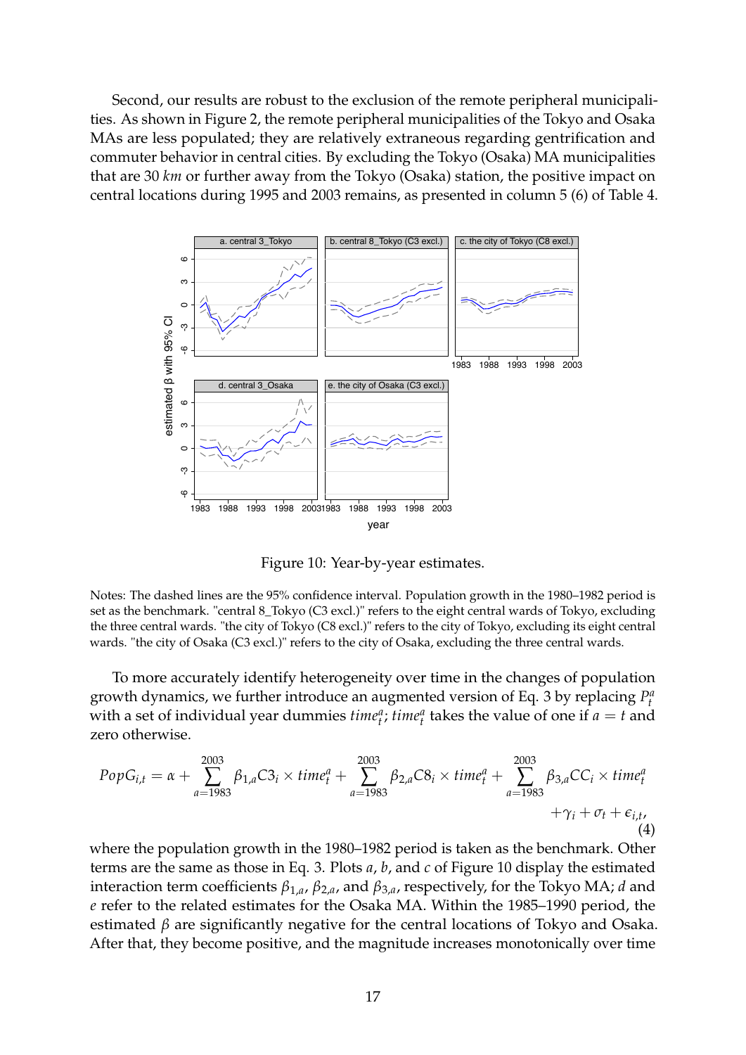Second, our results are robust to the exclusion of the remote peripheral municipalities. As shown in Figure 2, the remote peripheral municipalities of the Tokyo and Osaka MAs are less populated; they are relatively extraneous regarding gentrification and commuter behavior in central cities. By excluding the Tokyo (Osaka) MA municipalities that are 30 *km* or further away from the Tokyo (Osaka) station, the positive impact on central locations during 1995 and 2003 remains, as presented in column 5 (6) of Table 4.

Figure 10: Year-by-year estimates.

Notes: The dashed lines are the 95% confidence interval. Population growth in the 1980–1982 period is set as the benchmark. "central 8_Tokyo (C3 excl.)" refers to the eight central wards of Tokyo, excluding the three central wards. "the city of Tokyo (C8 excl.)" refers to the city of Tokyo, excluding its eight central wards. "the city of Osaka (C3 excl.)" refers to the city of Osaka, excluding the three central wards.

To more accurately identify heterogeneity over time in the changes of population growth dynamics, we further introduce an augmented version of Eq. 3 by replacing $P_t^a$ with a set of individual year dummies $time_t^a$; $time_t^a$ takes the value of one if $a = t$ and zero otherwise.

$$PopG_{i,t} = \alpha + \sum_{a=1983}^{2003} \beta_{1,a} C3_i \times time_t^a + \sum_{a=1983}^{2003} \beta_{2,a} C8_i \times time_t^a + \sum_{a=1983}^{2003} \beta_{3,a} CC_i \times time_t^a + \gamma_i + \sigma_t + \epsilon_{i,t}, \tag{4}$$

where the population growth in the 1980–1982 period is taken as the benchmark. Other terms are the same as those in Eq. 3. Plots *a*, *b*, and *c* of Figure 10 display the estimated interaction term coefficients $\beta_{1,a}$, $\beta_{2,a}$, and $\beta_{3,a}$, respectively, for the Tokyo MA; *d* and *e* refer to the related estimates for the Osaka MA. Within the 1985–1990 period, the estimated $\beta$ are significantly negative for the central locations of Tokyo and Osaka. After that, they become positive, and the magnitude increases monotonically over time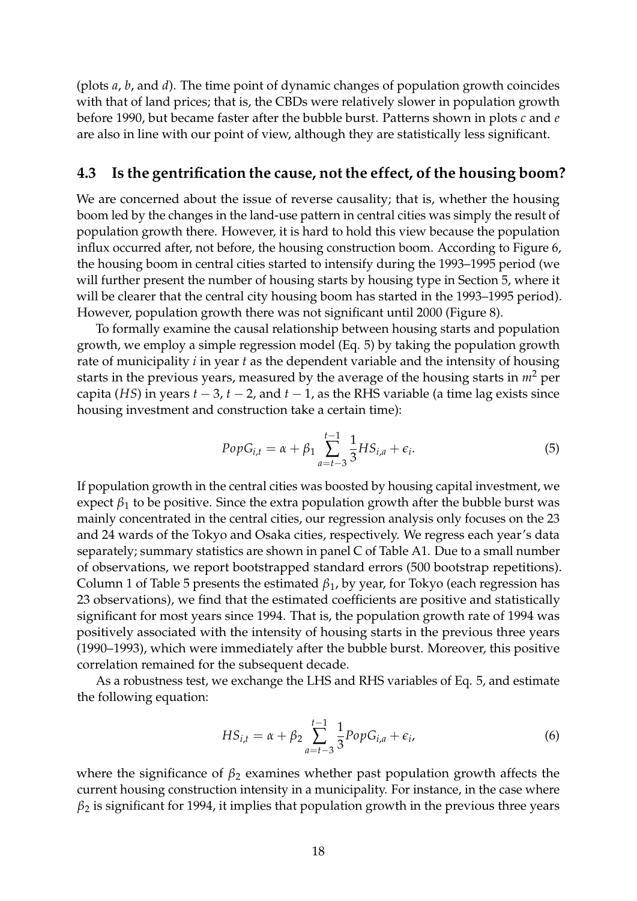(plots *a*, *b*, and *d*). The time point of dynamic changes of population growth coincides with that of land prices; that is, the CBDs were relatively slower in population growth before 1990, but became faster after the bubble burst. Patterns shown in plots *c* and *e* are also in line with our point of view, although they are statistically less significant.

### 4.3 Is the gentrification the cause, not the effect, of the housing boom?

We are concerned about the issue of reverse causality; that is, whether the housing boom led by the changes in the land-use pattern in central cities was simply the result of population growth there. However, it is hard to hold this view because the population influx occurred after, not before, the housing construction boom. According to Figure 6, the housing boom in central cities started to intensify during the 1993–1995 period (we will further present the number of housing starts by housing type in Section 5, where it will be clearer that the central city housing boom has started in the 1993–1995 period). However, population growth there was not significant until 2000 (Figure 8).

To formally examine the causal relationship between housing starts and population growth, we employ a simple regression model (Eq. 5) by taking the population growth rate of municipality $i$ in year $t$ as the dependent variable and the intensity of housing starts in the previous years, measured by the average of the housing starts in $m^2$ per capita ($HS$) in years $t-3$, $t-2$, and $t-1$, as the RHS variable (a time lag exists since housing investment and construction take a certain time):

$$PopG_{i,t} = \alpha + \beta_1 \sum_{a=t-3}^{t-1} \frac{1}{3} HS_{i,a} + \epsilon_i. \tag{5}$$

If population growth in the central cities was boosted by housing capital investment, we expect $\beta_1$ to be positive. Since the extra population growth after the bubble burst was mainly concentrated in the central cities, our regression analysis only focuses on the 23 and 24 wards of the Tokyo and Osaka cities, respectively. We regress each year's data separately; summary statistics are shown in panel C of Table A1. Due to a small number of observations, we report bootstrapped standard errors (500 bootstrap repetitions). Column 1 of Table 5 presents the estimated $\beta_1$, by year, for Tokyo (each regression has 23 observations), we find that the estimated coefficients are positive and statistically significant for most years since 1994. That is, the population growth rate of 1994 was positively associated with the intensity of housing starts in the previous three years (1990–1993), which were immediately after the bubble burst. Moreover, this positive correlation remained for the subsequent decade.

As a robustness test, we exchange the LHS and RHS variables of Eq. 5, and estimate the following equation:

$$HS_{i,t} = \alpha + \beta_2 \sum_{a=t-3}^{t-1} \frac{1}{3} PopG_{i,a} + \epsilon_i, \tag{6}$$

where the significance of $\beta_2$ examines whether past population growth affects the current housing construction intensity in a municipality. For instance, in the case where $\beta_2$ is significant for 1994, it implies that population growth in the previous three years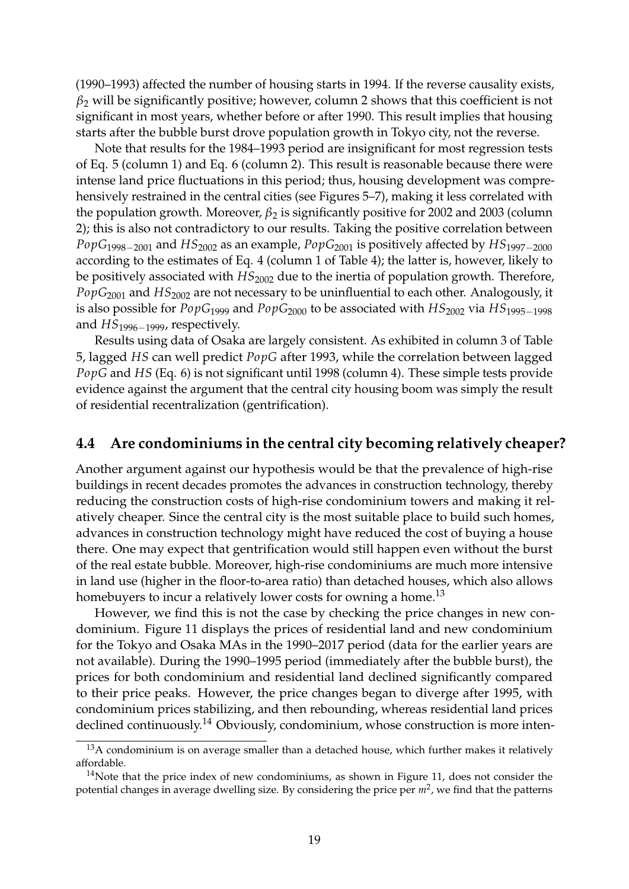(1990–1993) affected the number of housing starts in 1994. If the reverse causality exists, $\beta_2$ will be significantly positive; however, column 2 shows that this coefficient is not significant in most years, whether before or after 1990. This result implies that housing starts after the bubble burst drove population growth in Tokyo city, not the reverse.

Note that results for the 1984–1993 period are insignificant for most regression tests of Eq. 5 (column 1) and Eq. 6 (column 2). This result is reasonable because there were intense land price fluctuations in this period; thus, housing development was comprehensively restrained in the central cities (see Figures 5–7), making it less correlated with the population growth. Moreover, $\beta_2$ is significantly positive for 2002 and 2003 (column 2); this is also not contradictory to our results. Taking the positive correlation between $PopG_{1998-2001}$ and $HS_{2002}$ as an example, $PopG_{2001}$ is positively affected by $HS_{1997-2000}$ according to the estimates of Eq. 4 (column 1 of Table 4); the latter is, however, likely to be positively associated with $HS_{2002}$ due to the inertia of population growth. Therefore, $PopG_{2001}$ and $HS_{2002}$ are not necessary to be uninfluential to each other. Analogously, it is also possible for $PopG_{1999}$ and $PopG_{2000}$ to be associated with $HS_{2002}$ via $HS_{1995-1998}$ and $HS_{1996-1999}$, respectively.

Results using data of Osaka are largely consistent. As exhibited in column 3 of Table 5, lagged $HS$ can well predict $PopG$ after 1993, while the correlation between lagged $PopG$ and $HS$ (Eq. 6) is not significant until 1998 (column 4). These simple tests provide evidence against the argument that the central city housing boom was simply the result of residential recentralization (gentrification).

## 4.4 Are condominiums in the central city becoming relatively cheaper?

Another argument against our hypothesis would be that the prevalence of high-rise buildings in recent decades promotes the advances in construction technology, thereby reducing the construction costs of high-rise condominium towers and making it relatively cheaper. Since the central city is the most suitable place to build such homes, advances in construction technology might have reduced the cost of buying a house there. One may expect that gentrification would still happen even without the burst of the real estate bubble. Moreover, high-rise condominiums are much more intensive in land use (higher in the floor-to-area ratio) than detached houses, which also allows homebuyers to incur a relatively lower costs for owning a home.[13]

However, we find this is not the case by checking the price changes in new condominium. Figure 11 displays the prices of residential land and new condominium for the Tokyo and Osaka MAs in the 1990–2017 period (data for the earlier years are not available). During the 1990–1995 period (immediately after the bubble burst), the prices for both condominium and residential land declined significantly compared to their price peaks. However, the price changes began to diverge after 1995, with condominium prices stabilizing, and then rebounding, whereas residential land prices declined continuously.[14] Obviously, condominium, whose construction is more inten-

[13] A condominium is on average smaller than a detached house, which further makes it relatively affordable.

[14] Note that the price index of new condominiums, as shown in Figure 11, does not consider the potential changes in average dwelling size. By considering the price per $m^2$, we find that the patterns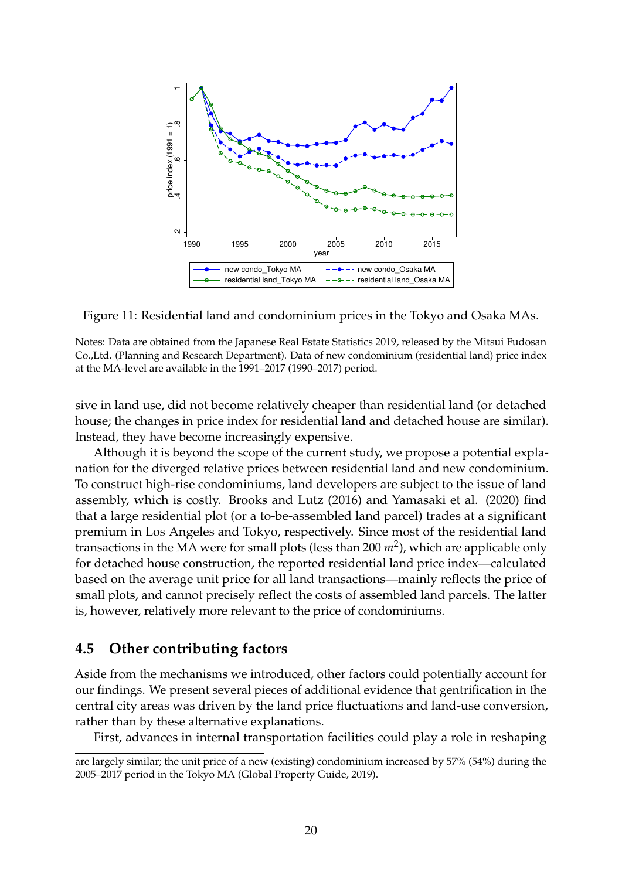Figure 11: Residential land and condominium prices in the Tokyo and Osaka MAs.

Notes: Data are obtained from the Japanese Real Estate Statistics 2019, released by the Mitsui Fudosan Co.,Ltd. (Planning and Research Department). Data of new condominium (residential land) price index at the MA-level are available in the 1991–2017 (1990–2017) period.

sive in land use, did not become relatively cheaper than residential land (or detached house; the changes in price index for residential land and detached house are similar). Instead, they have become increasingly expensive.

Although it is beyond the scope of the current study, we propose a potential explanation for the diverged relative prices between residential land and new condominium. To construct high-rise condominiums, land developers are subject to the issue of land assembly, which is costly. Brooks and Lutz (2016) and Yamasaki et al. (2020) find that a large residential plot (or a to-be-assembled land parcel) trades at a significant premium in Los Angeles and Tokyo, respectively. Since most of the residential land transactions in the MA were for small plots (less than 200 $m^2$), which are applicable only for detached house construction, the reported residential land price index—calculated based on the average unit price for all land transactions—mainly reflects the price of small plots, and cannot precisely reflect the costs of assembled land parcels. The latter is, however, relatively more relevant to the price of condominiums.

## 4.5 Other contributing factors

Aside from the mechanisms we introduced, other factors could potentially account for our findings. We present several pieces of additional evidence that gentrification in the central city areas was driven by the land price fluctuations and land-use conversion, rather than by these alternative explanations.

First, advances in internal transportation facilities could play a role in reshaping

are largely similar; the unit price of a new (existing) condominium increased by 57% (54%) during the 2005–2017 period in the Tokyo MA (Global Property Guide, 2019).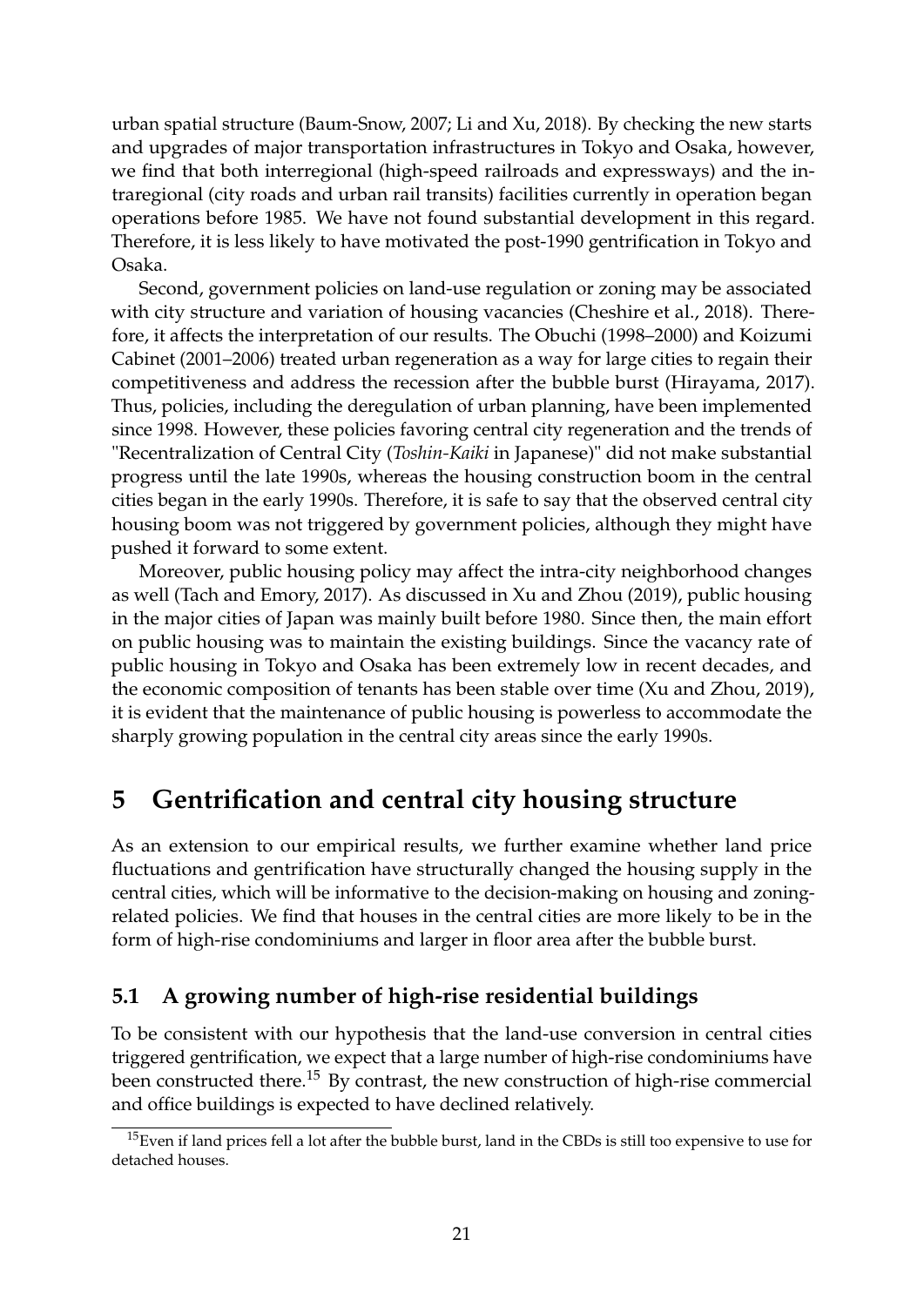urban spatial structure (Baum-Snow, 2007; Li and Xu, 2018). By checking the new starts and upgrades of major transportation infrastructures in Tokyo and Osaka, however, we find that both interregional (high-speed railroads and expressways) and the intraregional (city roads and urban rail transits) facilities currently in operation began operations before 1985. We have not found substantial development in this regard. Therefore, it is less likely to have motivated the post-1990 gentrification in Tokyo and Osaka.

Second, government policies on land-use regulation or zoning may be associated with city structure and variation of housing vacancies (Cheshire et al., 2018). Therefore, it affects the interpretation of our results. The Obuchi (1998–2000) and Koizumi Cabinet (2001–2006) treated urban regeneration as a way for large cities to regain their competitiveness and address the recession after the bubble burst (Hirayama, 2017). Thus, policies, including the deregulation of urban planning, have been implemented since 1998. However, these policies favoring central city regeneration and the trends of "Recentralization of Central City (*Toshin-Kaiki* in Japanese)" did not make substantial progress until the late 1990s, whereas the housing construction boom in the central cities began in the early 1990s. Therefore, it is safe to say that the observed central city housing boom was not triggered by government policies, although they might have pushed it forward to some extent.

Moreover, public housing policy may affect the intra-city neighborhood changes as well (Tach and Emory, 2017). As discussed in Xu and Zhou (2019), public housing in the major cities of Japan was mainly built before 1980. Since then, the main effort on public housing was to maintain the existing buildings. Since the vacancy rate of public housing in Tokyo and Osaka has been extremely low in recent decades, and the economic composition of tenants has been stable over time (Xu and Zhou, 2019), it is evident that the maintenance of public housing is powerless to accommodate the sharply growing population in the central city areas since the early 1990s.

# 5 Gentrification and central city housing structure

As an extension to our empirical results, we further examine whether land price fluctuations and gentrification have structurally changed the housing supply in the central cities, which will be informative to the decision-making on housing and zoning-related policies. We find that houses in the central cities are more likely to be in the form of high-rise condominiums and larger in floor area after the bubble burst.

## 5.1 A growing number of high-rise residential buildings

To be consistent with our hypothesis that the land-use conversion in central cities triggered gentrification, we expect that a large number of high-rise condominiums have been constructed there.[15] By contrast, the new construction of high-rise commercial and office buildings is expected to have declined relatively.

[15] Even if land prices fell a lot after the bubble burst, land in the CBDs is still too expensive to use for detached houses.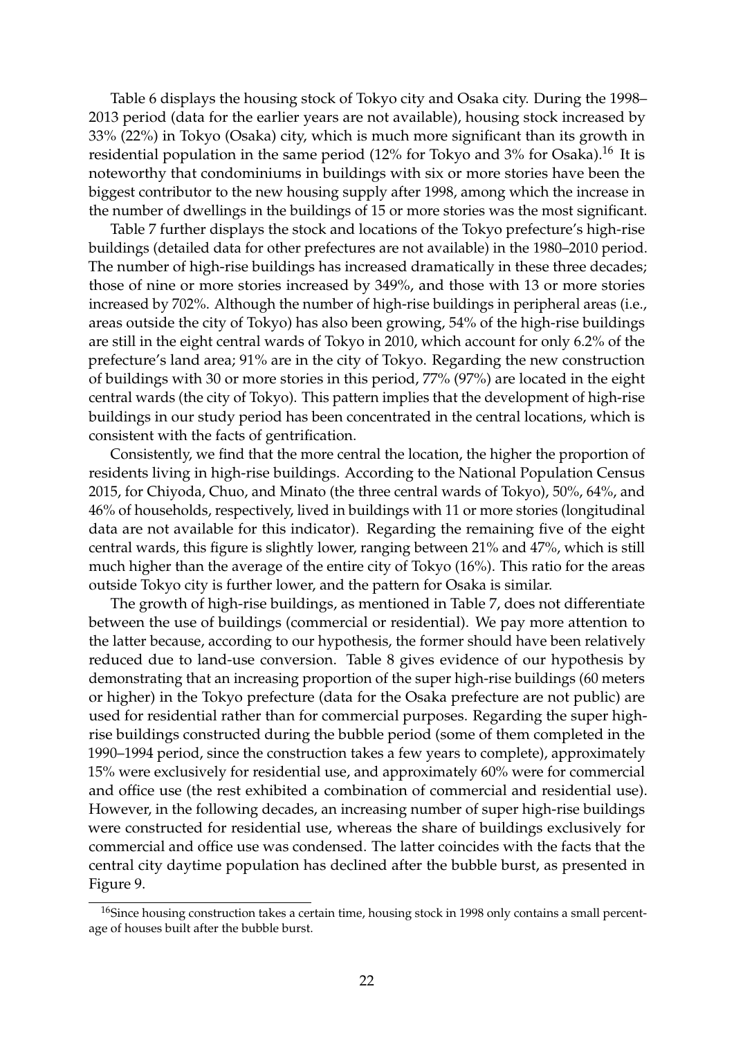Table 6 displays the housing stock of Tokyo city and Osaka city. During the 1998–2013 period (data for the earlier years are not available), housing stock increased by 33% (22%) in Tokyo (Osaka) city, which is much more significant than its growth in residential population in the same period (12% for Tokyo and 3% for Osaka).[16] It is noteworthy that condominiums in buildings with six or more stories have been the biggest contributor to the new housing supply after 1998, among which the increase in the number of dwellings in the buildings of 15 or more stories was the most significant.

Table 7 further displays the stock and locations of the Tokyo prefecture's high-rise buildings (detailed data for other prefectures are not available) in the 1980–2010 period. The number of high-rise buildings has increased dramatically in these three decades; those of nine or more stories increased by 349%, and those with 13 or more stories increased by 702%. Although the number of high-rise buildings in peripheral areas (i.e., areas outside the city of Tokyo) has also been growing, 54% of the high-rise buildings are still in the eight central wards of Tokyo in 2010, which account for only 6.2% of the prefecture's land area; 91% are in the city of Tokyo. Regarding the new construction of buildings with 30 or more stories in this period, 77% (97%) are located in the eight central wards (the city of Tokyo). This pattern implies that the development of high-rise buildings in our study period has been concentrated in the central locations, which is consistent with the facts of gentrification.

Consistently, we find that the more central the location, the higher the proportion of residents living in high-rise buildings. According to the National Population Census 2015, for Chiyoda, Chuo, and Minato (the three central wards of Tokyo), 50%, 64%, and 46% of households, respectively, lived in buildings with 11 or more stories (longitudinal data are not available for this indicator). Regarding the remaining five of the eight central wards, this figure is slightly lower, ranging between 21% and 47%, which is still much higher than the average of the entire city of Tokyo (16%). This ratio for the areas outside Tokyo city is further lower, and the pattern for Osaka is similar.

The growth of high-rise buildings, as mentioned in Table 7, does not differentiate between the use of buildings (commercial or residential). We pay more attention to the latter because, according to our hypothesis, the former should have been relatively reduced due to land-use conversion. Table 8 gives evidence of our hypothesis by demonstrating that an increasing proportion of the super high-rise buildings (60 meters or higher) in the Tokyo prefecture (data for the Osaka prefecture are not public) are used for residential rather than for commercial purposes. Regarding the super high-rise buildings constructed during the bubble period (some of them completed in the 1990–1994 period, since the construction takes a few years to complete), approximately 15% were exclusively for residential use, and approximately 60% were for commercial and office use (the rest exhibited a combination of commercial and residential use). However, in the following decades, an increasing number of super high-rise buildings were constructed for residential use, whereas the share of buildings exclusively for commercial and office use was condensed. The latter coincides with the facts that the central city daytime population has declined after the bubble burst, as presented in Figure 9.

[16] Since housing construction takes a certain time, housing stock in 1998 only contains a small percentage of houses built after the bubble burst.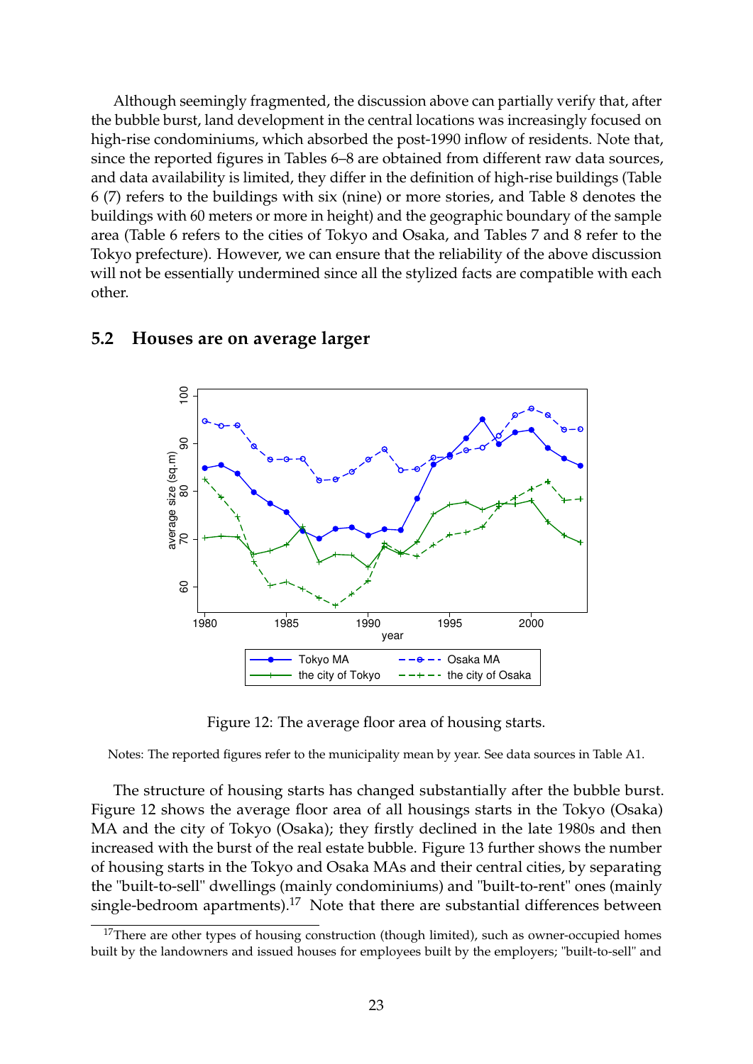Although seemingly fragmented, the discussion above can partially verify that, after the bubble burst, land development in the central locations was increasingly focused on high-rise condominiums, which absorbed the post-1990 inflow of residents. Note that, since the reported figures in Tables 6–8 are obtained from different raw data sources, and data availability is limited, they differ in the definition of high-rise buildings (Table 6 (7) refers to the buildings with six (nine) or more stories, and Table 8 denotes the buildings with 60 meters or more in height) and the geographic boundary of the sample area (Table 6 refers to the cities of Tokyo and Osaka, and Tables 7 and 8 refer to the Tokyo prefecture). However, we can ensure that the reliability of the above discussion will not be essentially undermined since all the stylized facts are compatible with each other.

## 5.2 Houses are on average larger

Figure 12: The average floor area of housing starts.

Notes: The reported figures refer to the municipality mean by year. See data sources in Table A1.

The structure of housing starts has changed substantially after the bubble burst. Figure 12 shows the average floor area of all housings starts in the Tokyo (Osaka) MA and the city of Tokyo (Osaka); they firstly declined in the late 1980s and then increased with the burst of the real estate bubble. Figure 13 further shows the number of housing starts in the Tokyo and Osaka MAs and their central cities, by separating the "built-to-sell" dwellings (mainly condominiums) and "built-to-rent" ones (mainly single-bedroom apartments).[17] Note that there are substantial differences between

[17] There are other types of housing construction (though limited), such as owner-occupied homes built by the landowners and issued houses for employees built by the employers; "built-to-sell" and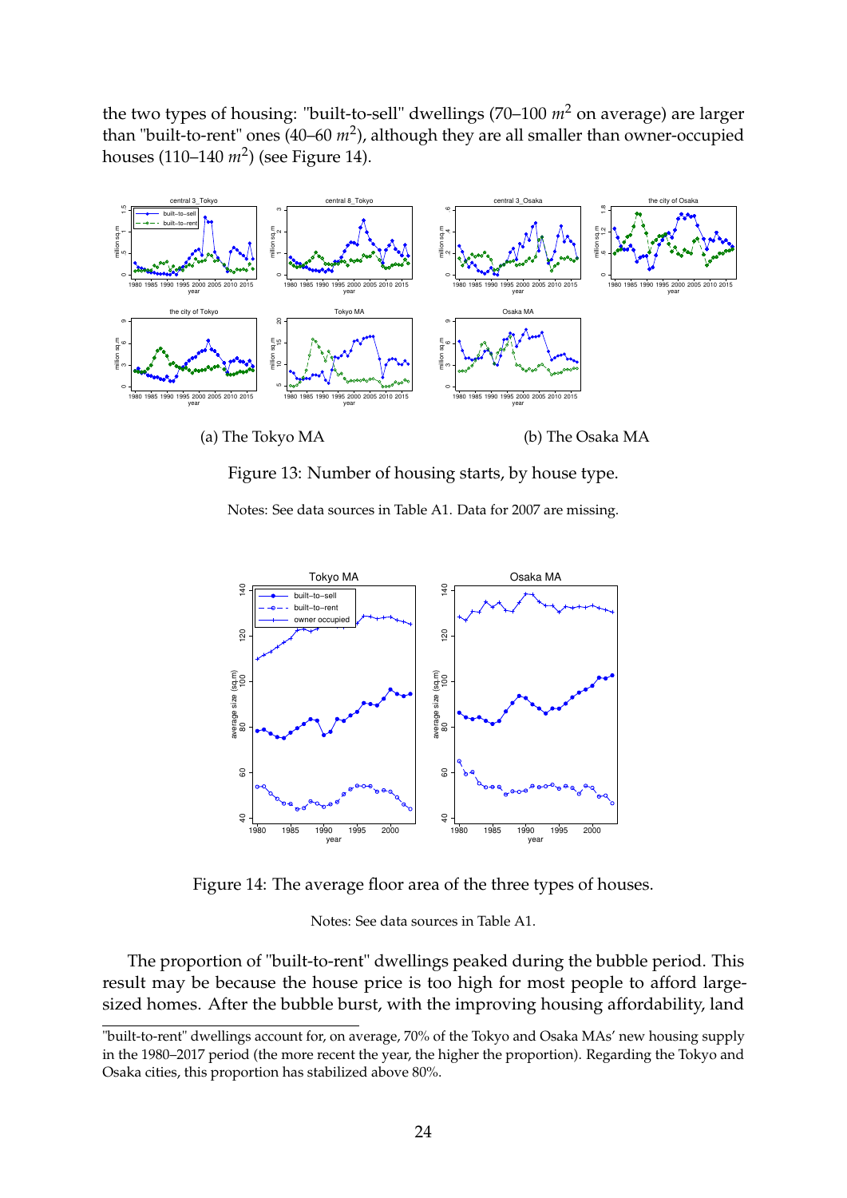the two types of housing: "built-to-sell" dwellings (70–100 $m^2$ on average) are larger than "built-to-rent" ones (40–60 $m^2$), although they are all smaller than owner-occupied houses (110–140 $m^2$) (see Figure 14).

(a) The Tokyo MA

(b) The Osaka MA

Figure 13: Number of housing starts, by house type.

Notes: See data sources in Table A1. Data for 2007 are missing.

Figure 14: The average floor area of the three types of houses.

Notes: See data sources in Table A1.

The proportion of "built-to-rent" dwellings peaked during the bubble period. This result may be because the house price is too high for most people to afford large-sized homes. After the bubble burst, with the improving housing affordability, land

---

"built-to-rent" dwellings account for, on average, 70% of the Tokyo and Osaka MAs' new housing supply in the 1980–2017 period (the more recent the year, the higher the proportion). Regarding the Tokyo and Osaka cities, this proportion has stabilized above 80%.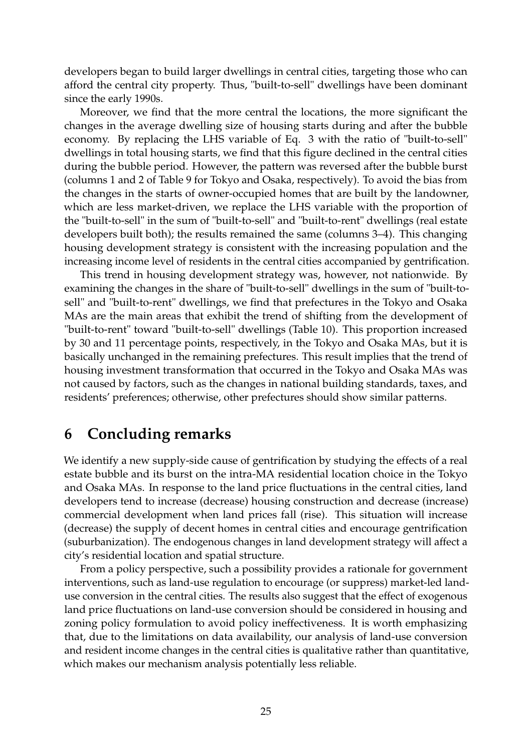developers began to build larger dwellings in central cities, targeting those who can afford the central city property. Thus, "built-to-sell" dwellings have been dominant since the early 1990s.

Moreover, we find that the more central the locations, the more significant the changes in the average dwelling size of housing starts during and after the bubble economy. By replacing the LHS variable of Eq. 3 with the ratio of "built-to-sell" dwellings in total housing starts, we find that this figure declined in the central cities during the bubble period. However, the pattern was reversed after the bubble burst (columns 1 and 2 of Table 9 for Tokyo and Osaka, respectively). To avoid the bias from the changes in the starts of owner-occupied homes that are built by the landowner, which are less market-driven, we replace the LHS variable with the proportion of the "built-to-sell" in the sum of "built-to-sell" and "built-to-rent" dwellings (real estate developers built both); the results remained the same (columns 3–4). This changing housing development strategy is consistent with the increasing population and the increasing income level of residents in the central cities accompanied by gentrification.

This trend in housing development strategy was, however, not nationwide. By examining the changes in the share of "built-to-sell" dwellings in the sum of "built-to-sell" and "built-to-rent" dwellings, we find that prefectures in the Tokyo and Osaka MAs are the main areas that exhibit the trend of shifting from the development of "built-to-rent" toward "built-to-sell" dwellings (Table 10). This proportion increased by 30 and 11 percentage points, respectively, in the Tokyo and Osaka MAs, but it is basically unchanged in the remaining prefectures. This result implies that the trend of housing investment transformation that occurred in the Tokyo and Osaka MAs was not caused by factors, such as the changes in national building standards, taxes, and residents' preferences; otherwise, other prefectures should show similar patterns.

# 6 Concluding remarks

We identify a new supply-side cause of gentrification by studying the effects of a real estate bubble and its burst on the intra-MA residential location choice in the Tokyo and Osaka MAs. In response to the land price fluctuations in the central cities, land developers tend to increase (decrease) housing construction and decrease (increase) commercial development when land prices fall (rise). This situation will increase (decrease) the supply of decent homes in central cities and encourage gentrification (suburbanization). The endogenous changes in land development strategy will affect a city's residential location and spatial structure.

From a policy perspective, such a possibility provides a rationale for government interventions, such as land-use regulation to encourage (or suppress) market-led land-use conversion in the central cities. The results also suggest that the effect of exogenous land price fluctuations on land-use conversion should be considered in housing and zoning policy formulation to avoid policy ineffectiveness. It is worth emphasizing that, due to the limitations on data availability, our analysis of land-use conversion and resident income changes in the central cities is qualitative rather than quantitative, which makes our mechanism analysis potentially less reliable.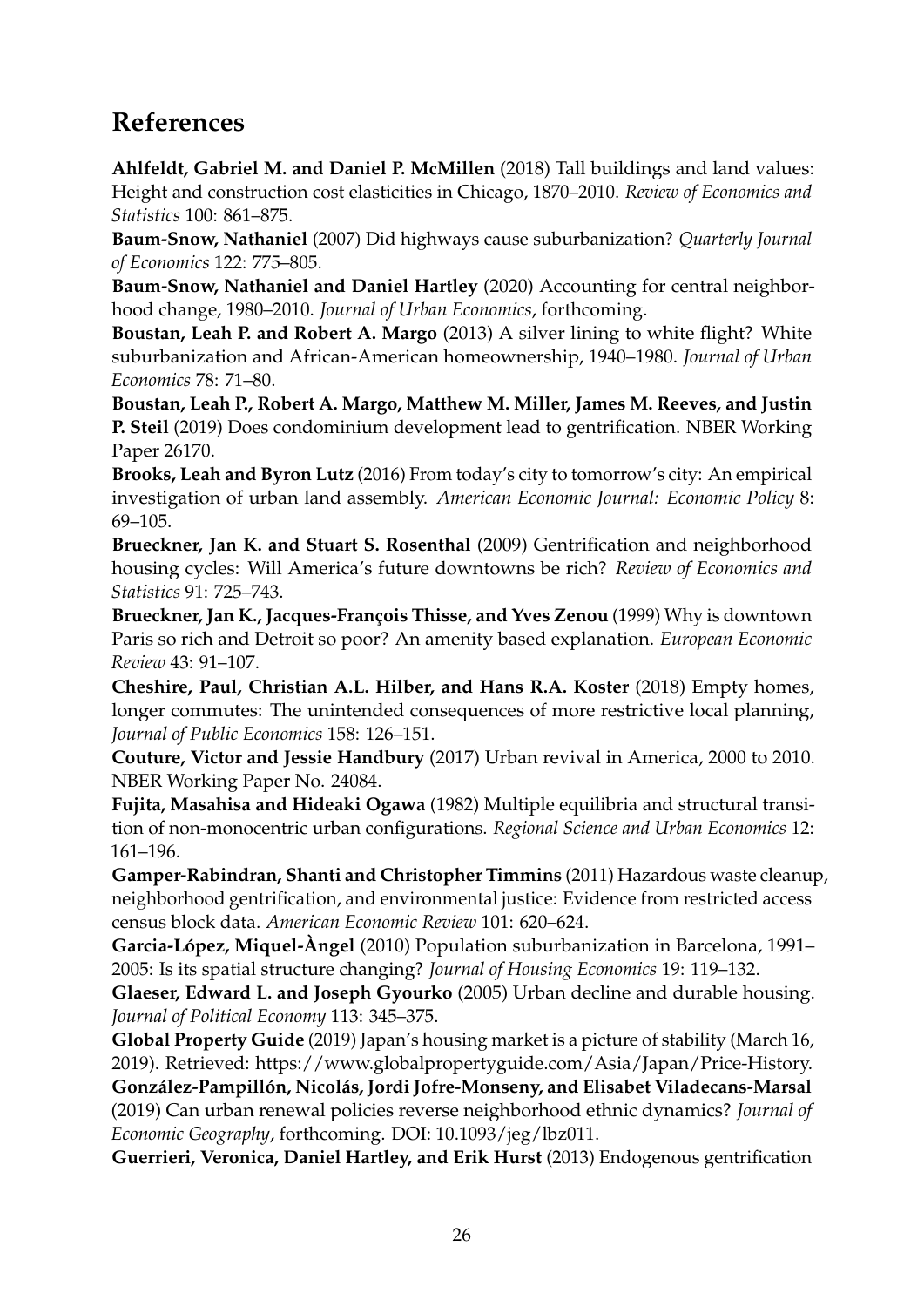# References

**Ahlfeldt, Gabriel M. and Daniel P. McMillen** (2018) Tall buildings and land values: Height and construction cost elasticities in Chicago, 1870–2010. *Review of Economics and Statistics* 100: 861–875.

**Baum-Snow, Nathaniel** (2007) Did highways cause suburbanization? *Quarterly Journal of Economics* 122: 775–805.

**Baum-Snow, Nathaniel and Daniel Hartley** (2020) Accounting for central neighborhood change, 1980–2010. *Journal of Urban Economics*, forthcoming.

**Boustan, Leah P. and Robert A. Margo** (2013) A silver lining to white flight? White suburbanization and African-American homeownership, 1940–1980. *Journal of Urban Economics* 78: 71–80.

**Boustan, Leah P., Robert A. Margo, Matthew M. Miller, James M. Reeves, and Justin P. Steil** (2019) Does condominium development lead to gentrification. NBER Working Paper 26170.

**Brooks, Leah and Byron Lutz** (2016) From today's city to tomorrow's city: An empirical investigation of urban land assembly. *American Economic Journal: Economic Policy* 8: 69–105.

**Brueckner, Jan K. and Stuart S. Rosenthal** (2009) Gentrification and neighborhood housing cycles: Will America's future downtowns be rich? *Review of Economics and Statistics* 91: 725–743.

**Brueckner, Jan K., Jacques-François Thisse, and Yves Zenou** (1999) Why is downtown Paris so rich and Detroit so poor? An amenity based explanation. *European Economic Review* 43: 91–107.

**Cheshire, Paul, Christian A.L. Hilber, and Hans R.A. Koster** (2018) Empty homes, longer commutes: The unintended consequences of more restrictive local planning, *Journal of Public Economics* 158: 126–151.

**Couture, Victor and Jessie Handbury** (2017) Urban revival in America, 2000 to 2010. NBER Working Paper No. 24084.

**Fujita, Masahisa and Hideaki Ogawa** (1982) Multiple equilibria and structural transition of non-monocentric urban configurations. *Regional Science and Urban Economics* 12: 161–196.

**Gamper-Rabindran, Shanti and Christopher Timmins** (2011) Hazardous waste cleanup, neighborhood gentrification, and environmental justice: Evidence from restricted access census block data. *American Economic Review* 101: 620–624.

**Garcia-López, Miquel-Àngel** (2010) Population suburbanization in Barcelona, 1991–2005: Is its spatial structure changing? *Journal of Housing Economics* 19: 119–132.

**Glaeser, Edward L. and Joseph Gyourko** (2005) Urban decline and durable housing. *Journal of Political Economy* 113: 345–375.

**Global Property Guide** (2019) Japan's housing market is a picture of stability (March 16, 2019). Retrieved: https://www.globalpropertyguide.com/Asia/Japan/Price-History.

**González-Pampillón, Nicolás, Jordi Jofre-Monseny, and Elisabet Viladecans-Marsal** (2019) Can urban renewal policies reverse neighborhood ethnic dynamics? *Journal of Economic Geography*, forthcoming. DOI: 10.1093/jeg/lbz011.

**Guerrieri, Veronica, Daniel Hartley, and Erik Hurst** (2013) Endogenous gentrification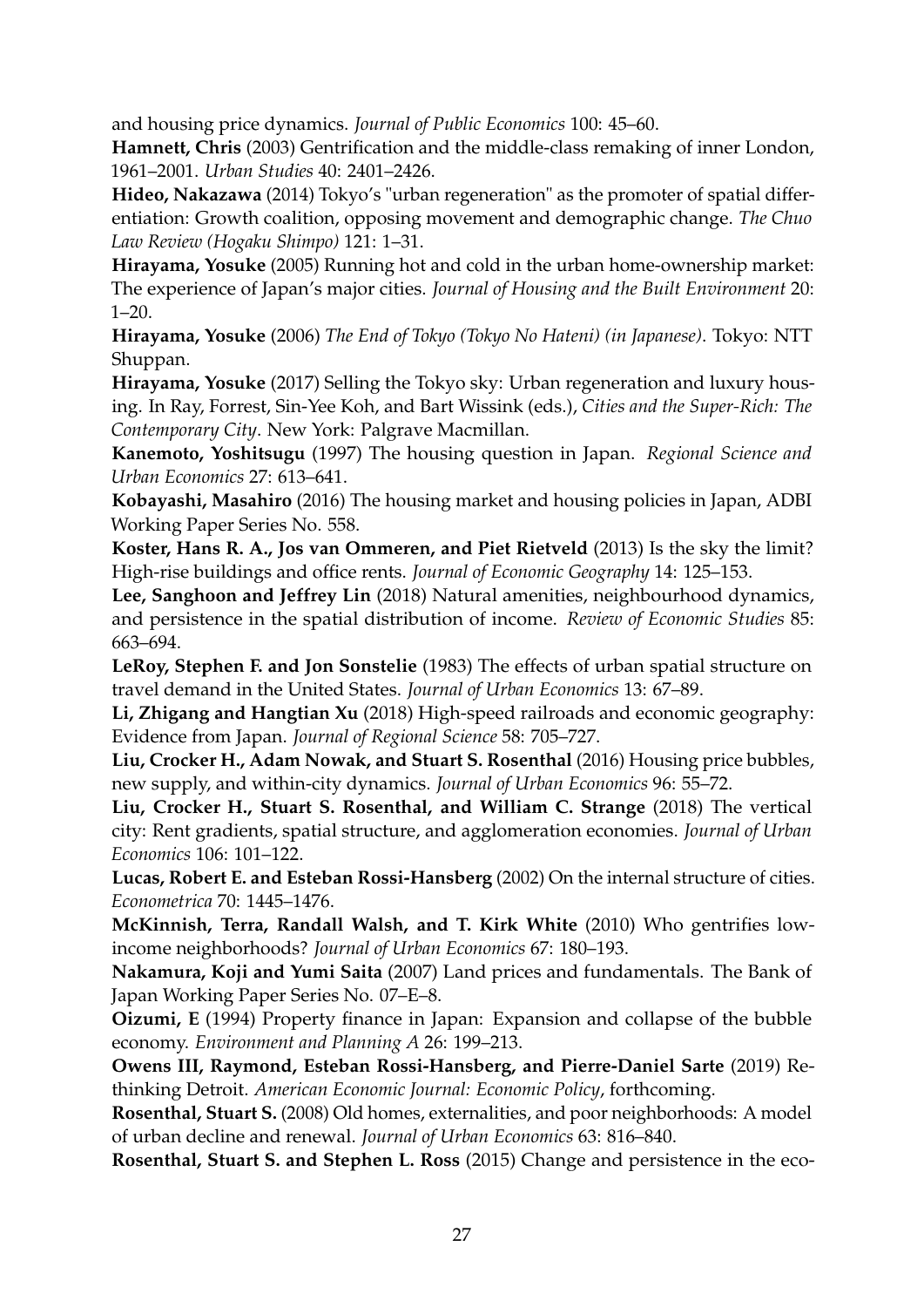and housing price dynamics. *Journal of Public Economics* 100: 45–60.

**Hamnett, Chris** (2003) Gentrification and the middle-class remaking of inner London, 1961–2001. *Urban Studies* 40: 2401–2426.

**Hideo, Nakazawa** (2014) Tokyo's "urban regeneration" as the promoter of spatial differentiation: Growth coalition, opposing movement and demographic change. *The Chuo Law Review (Hogaku Shimpo)* 121: 1–31.

**Hirayama, Yosuke** (2005) Running hot and cold in the urban home-ownership market: The experience of Japan's major cities. *Journal of Housing and the Built Environment* 20: 1–20.

**Hirayama, Yosuke** (2006) *The End of Tokyo (Tokyo No Hateni) (in Japanese)*. Tokyo: NTT Shuppan.

**Hirayama, Yosuke** (2017) Selling the Tokyo sky: Urban regeneration and luxury housing. In Ray, Forrest, Sin-Yee Koh, and Bart Wissink (eds.), *Cities and the Super-Rich: The Contemporary City*. New York: Palgrave Macmillan.

**Kanemoto, Yoshitsugu** (1997) The housing question in Japan. *Regional Science and Urban Economics* 27: 613–641.

**Kobayashi, Masahiro** (2016) The housing market and housing policies in Japan, ADBI Working Paper Series No. 558.

**Koster, Hans R. A., Jos van Ommeren, and Piet Rietveld** (2013) Is the sky the limit? High-rise buildings and office rents. *Journal of Economic Geography* 14: 125–153.

**Lee, Sanghoon and Jeffrey Lin** (2018) Natural amenities, neighbourhood dynamics, and persistence in the spatial distribution of income. *Review of Economic Studies* 85: 663–694.

**LeRoy, Stephen F. and Jon Sonstelie** (1983) The effects of urban spatial structure on travel demand in the United States. *Journal of Urban Economics* 13: 67–89.

**Li, Zhigang and Hangtian Xu** (2018) High-speed railroads and economic geography: Evidence from Japan. *Journal of Regional Science* 58: 705–727.

**Liu, Crocker H., Adam Nowak, and Stuart S. Rosenthal** (2016) Housing price bubbles, new supply, and within-city dynamics. *Journal of Urban Economics* 96: 55–72.

**Liu, Crocker H., Stuart S. Rosenthal, and William C. Strange** (2018) The vertical city: Rent gradients, spatial structure, and agglomeration economies. *Journal of Urban Economics* 106: 101–122.

**Lucas, Robert E. and Esteban Rossi-Hansberg** (2002) On the internal structure of cities. *Econometrica* 70: 1445–1476.

**McKinnish, Terra, Randall Walsh, and T. Kirk White** (2010) Who gentrifies low-income neighborhoods? *Journal of Urban Economics* 67: 180–193.

**Nakamura, Koji and Yumi Saita** (2007) Land prices and fundamentals. The Bank of Japan Working Paper Series No. 07–E–8.

**Oizumi, E** (1994) Property finance in Japan: Expansion and collapse of the bubble economy. *Environment and Planning A* 26: 199–213.

**Owens III, Raymond, Esteban Rossi-Hansberg, and Pierre-Daniel Sarte** (2019) Rethinking Detroit. *American Economic Journal: Economic Policy*, forthcoming.

**Rosenthal, Stuart S.** (2008) Old homes, externalities, and poor neighborhoods: A model of urban decline and renewal. *Journal of Urban Economics* 63: 816–840.

**Rosenthal, Stuart S. and Stephen L. Ross** (2015) Change and persistence in the eco-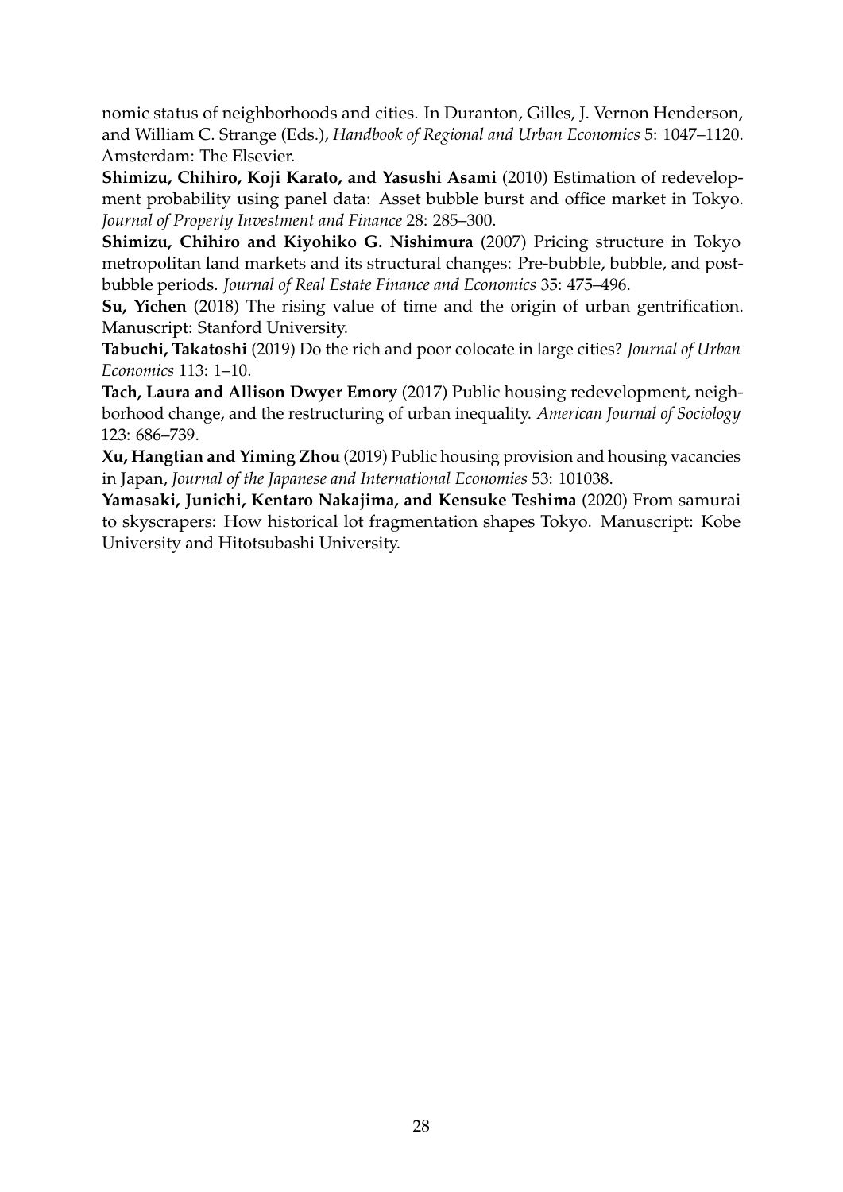nomic status of neighborhoods and cities. In Duranton, Gilles, J. Vernon Henderson, and William C. Strange (Eds.), *Handbook of Regional and Urban Economics* 5: 1047–1120. Amsterdam: The Elsevier.

**Shimizu, Chihiro, Koji Karato, and Yasushi Asami** (2010) Estimation of redevelopment probability using panel data: Asset bubble burst and office market in Tokyo. *Journal of Property Investment and Finance* 28: 285–300.

**Shimizu, Chihiro and Kiyohiko G. Nishimura** (2007) Pricing structure in Tokyo metropolitan land markets and its structural changes: Pre-bubble, bubble, and post-bubble periods. *Journal of Real Estate Finance and Economics* 35: 475–496.

**Su, Yichen** (2018) The rising value of time and the origin of urban gentrification. Manuscript: Stanford University.

**Tabuchi, Takatoshi** (2019) Do the rich and poor colocate in large cities? *Journal of Urban Economics* 113: 1–10.

**Tach, Laura and Allison Dwyer Emory** (2017) Public housing redevelopment, neighborhood change, and the restructuring of urban inequality. *American Journal of Sociology* 123: 686–739.

**Xu, Hangtian and Yiming Zhou** (2019) Public housing provision and housing vacancies in Japan, *Journal of the Japanese and International Economies* 53: 101038.

**Yamasaki, Junichi, Kentaro Nakajima, and Kensuke Teshima** (2020) From samurai to skyscrapers: How historical lot fragmentation shapes Tokyo. Manuscript: Kobe University and Hitotsubashi University.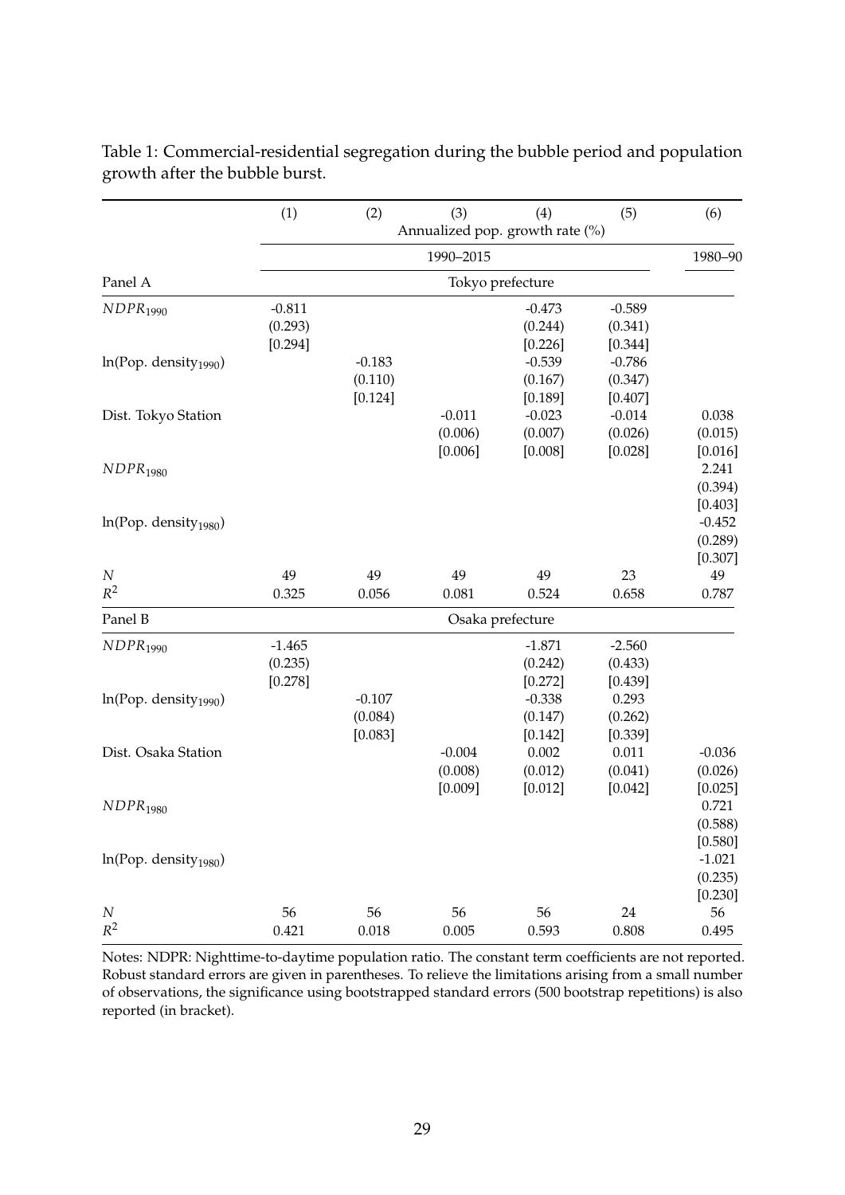Table 1: Commercial-residential segregation during the bubble period and population growth after the bubble burst.

| | (1) | (2) | (3) | (4) | (5) | (6) |
|---|---|---|---|---|---|---|
| | Annualized pop. growth rate (%) | | | | | |
| | 1990–2015 | | | | | 1980–90 |
| Panel A | Tokyo prefecture | | | | | |
| $NDPR_{1990}$ | -0.811 | | | -0.473 | -0.589 | |
| | (0.293) | | | (0.244) | (0.341) | |
| | [0.294] | | | [0.226] | [0.344] | |
| ln(Pop. density$_{1990}$) | | -0.183 | | -0.539 | -0.786 | |
| | | (0.110) | | (0.167) | (0.347) | |
| | | [0.124] | | [0.189] | [0.407] | |
| Dist. Tokyo Station | | | -0.011 | -0.023 | -0.014 | 0.038 |
| | | | (0.006) | (0.007) | (0.026) | (0.015) |
| | | | [0.006] | [0.008] | [0.028] | [0.016] |
| $NDPR_{1980}$ | | | | | | 2.241 |
| | | | | | | (0.394) |
| | | | | | | [0.403] |
| ln(Pop. density$_{1980}$) | | | | | | -0.452 |
| | | | | | | (0.289) |
| | | | | | | [0.307] |
| $N$ | 49 | 49 | 49 | 49 | 23 | 49 |
| $R^2$ | 0.325 | 0.056 | 0.081 | 0.524 | 0.658 | 0.787 |
| Panel B | Osaka prefecture | | | | | |
| $NDPR_{1990}$ | -1.465 | | | -1.871 | -2.560 | |
| | (0.235) | | | (0.242) | (0.433) | |
| | [0.278] | | | [0.272] | [0.439] | |
| ln(Pop. density$_{1990}$) | | -0.107 | | -0.338 | 0.293 | |
| | | (0.084) | | (0.147) | (0.262) | |
| | | [0.083] | | [0.142] | [0.339] | |
| Dist. Osaka Station | | | -0.004 | 0.002 | 0.011 | -0.036 |
| | | | (0.008) | (0.012) | (0.041) | (0.026) |
| | | | [0.009] | [0.012] | [0.042] | [0.025] |
| $NDPR_{1980}$ | | | | | | 0.721 |
| | | | | | | (0.588) |
| | | | | | | [0.580] |
| ln(Pop. density$_{1980}$) | | | | | | -1.021 |
| | | | | | | (0.235) |
| | | | | | | [0.230] |
| $N$ | 56 | 56 | 56 | 56 | 24 | 56 |
| $R^2$ | 0.421 | 0.018 | 0.005 | 0.593 | 0.808 | 0.495 |

Notes: NDPR: Nighttime-to-daytime population ratio. The constant term coefficients are not reported. Robust standard errors are given in parentheses. To relieve the limitations arising from a small number of observations, the significance using bootstrapped standard errors (500 bootstrap repetitions) is also reported (in bracket).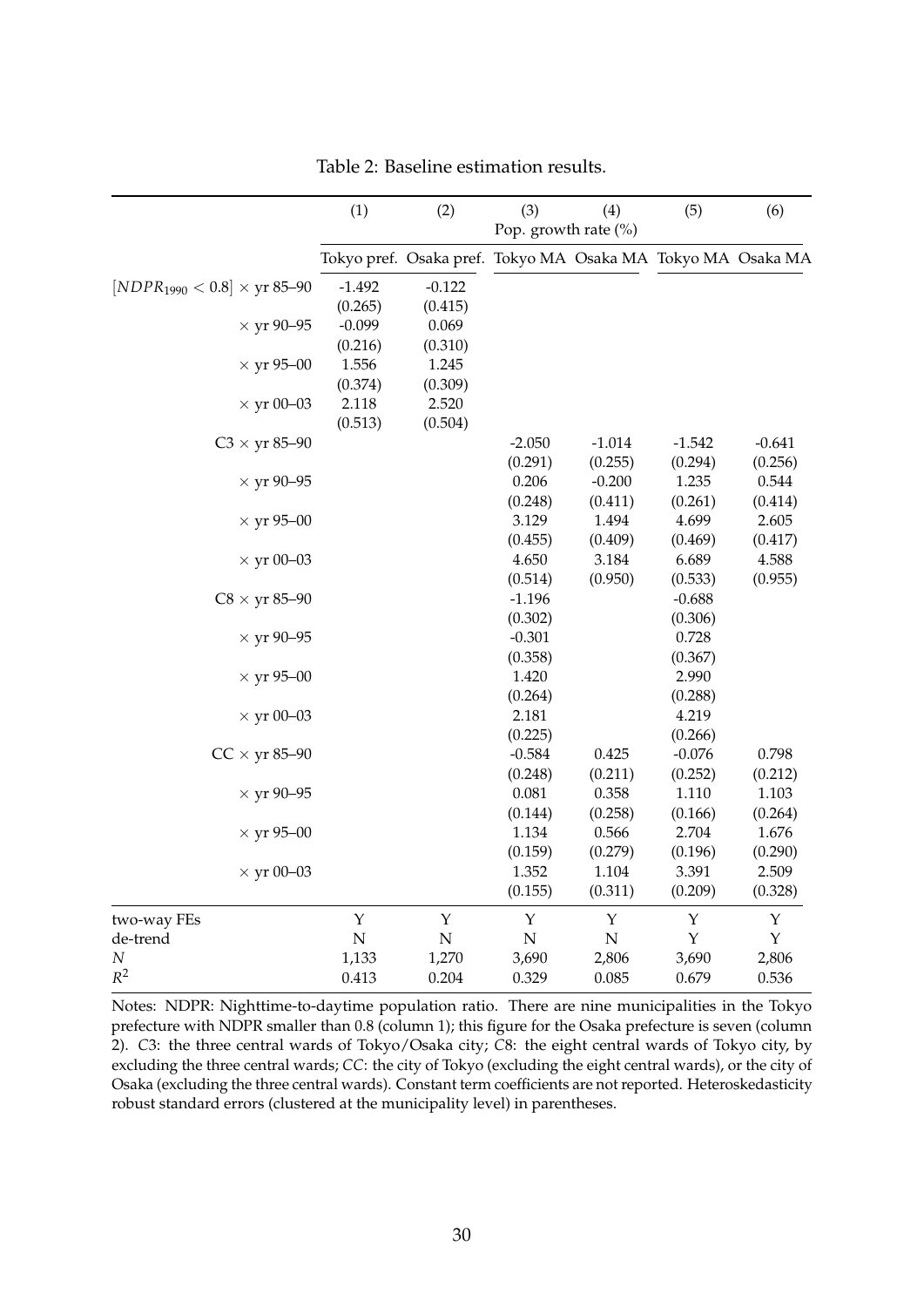Table 2: Baseline estimation results.

| | (1) | (2) | (3) | (4) | (5) | (6) |
|---|---|---|---|---|---|---|
| | | | Pop. growth rate (%) | | | |
| | Tokyo pref. | Osaka pref. | Tokyo MA | Osaka MA | Tokyo MA | Osaka MA |
| $[NDPR_{1990} < 0.8] \times$ yr 85–90 | -1.492 | -0.122 | | | | |
| | (0.265) | (0.415) | | | | |
| $\times$ yr 90–95 | -0.099 | 0.069 | | | | |
| | (0.216) | (0.310) | | | | |
| $\times$ yr 95–00 | 1.556 | 1.245 | | | | |
| | (0.374) | (0.309) | | | | |
| $\times$ yr 00–03 | 2.118 | 2.520 | | | | |
| | (0.513) | (0.504) | | | | |
| C3 $\times$ yr 85–90 | | | -2.050 | -1.014 | -1.542 | -0.641 |
| | | | (0.291) | (0.255) | (0.294) | (0.256) |
| $\times$ yr 90–95 | | | 0.206 | -0.200 | 1.235 | 0.544 |
| | | | (0.248) | (0.411) | (0.261) | (0.414) |
| $\times$ yr 95–00 | | | 3.129 | 1.494 | 4.699 | 2.605 |
| | | | (0.455) | (0.409) | (0.469) | (0.417) |
| $\times$ yr 00–03 | | | 4.650 | 3.184 | 6.689 | 4.588 |
| | | | (0.514) | (0.950) | (0.533) | (0.955) |
| C8 $\times$ yr 85–90 | | | -1.196 | | -0.688 | |
| | | | (0.302) | | (0.306) | |
| $\times$ yr 90–95 | | | -0.301 | | 0.728 | |
| | | | (0.358) | | (0.367) | |
| $\times$ yr 95–00 | | | 1.420 | | 2.990 | |
| | | | (0.264) | | (0.288) | |
| $\times$ yr 00–03 | | | 2.181 | | 4.219 | |
| | | | (0.225) | | (0.266) | |
| CC $\times$ yr 85–90 | | | -0.584 | 0.425 | -0.076 | 0.798 |
| | | | (0.248) | (0.211) | (0.252) | (0.212) |
| $\times$ yr 90–95 | | | 0.081 | 0.358 | 1.110 | 1.103 |
| | | | (0.144) | (0.258) | (0.166) | (0.264) |
| $\times$ yr 95–00 | | | 1.134 | 0.566 | 2.704 | 1.676 |
| | | | (0.159) | (0.279) | (0.196) | (0.290) |
| $\times$ yr 00–03 | | | 1.352 | 1.104 | 3.391 | 2.509 |
| | | | (0.155) | (0.311) | (0.209) | (0.328) |
| two-way FEs | Y | Y | Y | Y | Y | Y |
| de-trend | N | N | N | N | Y | Y |
| $N$ | 1,133 | 1,270 | 3,690 | 2,806 | 3,690 | 2,806 |
| $R^2$ | 0.413 | 0.204 | 0.329 | 0.085 | 0.679 | 0.536 |

Notes: NDPR: Nighttime-to-daytime population ratio. There are nine municipalities in the Tokyo prefecture with NDPR smaller than 0.8 (column 1); this figure for the Osaka prefecture is seven (column 2). *C*3: the three central wards of Tokyo/Osaka city; *C*8: the eight central wards of Tokyo city, by excluding the three central wards; *CC*: the city of Tokyo (excluding the eight central wards), or the city of Osaka (excluding the three central wards). Constant term coefficients are not reported. Heteroskedasticity robust standard errors (clustered at the municipality level) in parentheses.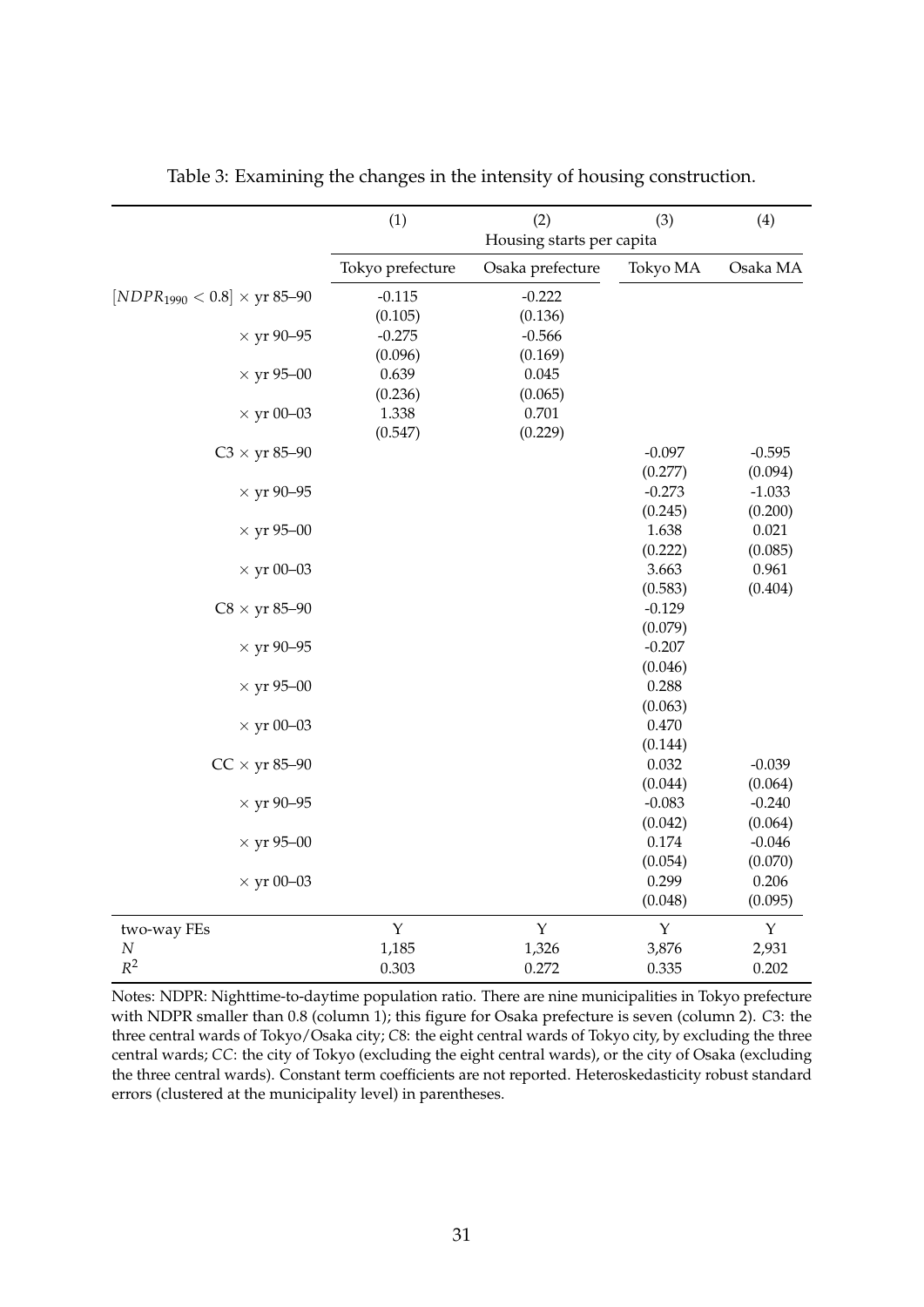Table 3: Examining the changes in the intensity of housing construction.

| | (1) | (2) | (3) | (4) |
|---|---|---|---|---|
| | Housing starts per capita | | | |
| | Tokyo prefecture | Osaka prefecture | Tokyo MA | Osaka MA |
| $[NDPR_{1990} < 0.8] \times$ yr 85–90 | -0.115 | -0.222 | | |
| | (0.105) | (0.136) | | |
| $\times$ yr 90–95 | -0.275 | -0.566 | | |
| | (0.096) | (0.169) | | |
| $\times$ yr 95–00 | 0.639 | 0.045 | | |
| | (0.236) | (0.065) | | |
| $\times$ yr 00–03 | 1.338 | 0.701 | | |
| | (0.547) | (0.229) | | |
| C3 $\times$ yr 85–90 | | | -0.097 | -0.595 |
| | | | (0.277) | (0.094) |
| $\times$ yr 90–95 | | | -0.273 | -1.033 |
| | | | (0.245) | (0.200) |
| $\times$ yr 95–00 | | | 1.638 | 0.021 |
| | | | (0.222) | (0.085) |
| $\times$ yr 00–03 | | | 3.663 | 0.961 |
| | | | (0.583) | (0.404) |
| C8 $\times$ yr 85–90 | | | -0.129 | |
| | | | (0.079) | |
| $\times$ yr 90–95 | | | -0.207 | |
| | | | (0.046) | |
| $\times$ yr 95–00 | | | 0.288 | |
| | | | (0.063) | |
| $\times$ yr 00–03 | | | 0.470 | |
| | | | (0.144) | |
| CC $\times$ yr 85–90 | | | 0.032 | -0.039 |
| | | | (0.044) | (0.064) |
| $\times$ yr 90–95 | | | -0.083 | -0.240 |
| | | | (0.042) | (0.064) |
| $\times$ yr 95–00 | | | 0.174 | -0.046 |
| | | | (0.054) | (0.070) |
| $\times$ yr 00–03 | | | 0.299 | 0.206 |
| | | | (0.048) | (0.095) |
| two-way FEs | Y | Y | Y | Y |
| $N$ | 1,185 | 1,326 | 3,876 | 2,931 |
| $R^2$ | 0.303 | 0.272 | 0.335 | 0.202 |

Notes: NDPR: Nighttime-to-daytime population ratio. There are nine municipalities in Tokyo prefecture with NDPR smaller than 0.8 (column 1); this figure for Osaka prefecture is seven (column 2). *C*3: the three central wards of Tokyo/Osaka city; *C*8: the eight central wards of Tokyo city, by excluding the three central wards; *CC*: the city of Tokyo (excluding the eight central wards), or the city of Osaka (excluding the three central wards). Constant term coefficients are not reported. Heteroskedasticity robust standard errors (clustered at the municipality level) in parentheses.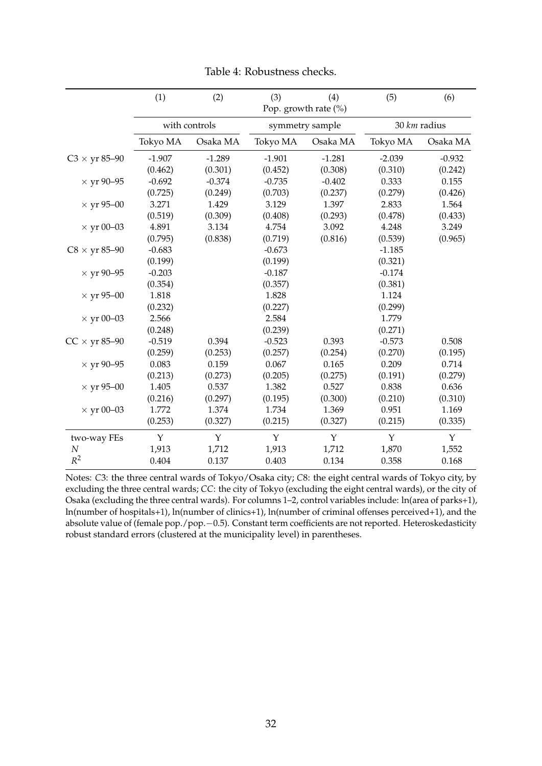Table 4: Robustness checks.

| | (1) | (2) | (3) | (4) | (5) | (6) |
|---|---|---|---|---|---|---|
| | Pop. growth rate (%) | | | | | |
| | with controls | | symmetry sample | | 30 *km* radius | |
| | Tokyo MA | Osaka MA | Tokyo MA | Osaka MA | Tokyo MA | Osaka MA |
| C3 × yr 85–90 | -1.907 | -1.289 | -1.901 | -1.281 | -2.039 | -0.932 |
| | (0.462) | (0.301) | (0.452) | (0.308) | (0.310) | (0.242) |
| × yr 90–95 | -0.692 | -0.374 | -0.735 | -0.402 | 0.333 | 0.155 |
| | (0.725) | (0.249) | (0.703) | (0.237) | (0.279) | (0.426) |
| × yr 95–00 | 3.271 | 1.429 | 3.129 | 1.397 | 2.833 | 1.564 |
| | (0.519) | (0.309) | (0.408) | (0.293) | (0.478) | (0.433) |
| × yr 00–03 | 4.891 | 3.134 | 4.754 | 3.092 | 4.248 | 3.249 |
| | (0.795) | (0.838) | (0.719) | (0.816) | (0.539) | (0.965) |
| C8 × yr 85–90 | -0.683 | | -0.673 | | -1.185 | |
| | (0.199) | | (0.199) | | (0.321) | |
| × yr 90–95 | -0.203 | | -0.187 | | -0.174 | |
| | (0.354) | | (0.357) | | (0.381) | |
| × yr 95–00 | 1.818 | | 1.828 | | 1.124 | |
| | (0.232) | | (0.227) | | (0.299) | |
| × yr 00–03 | 2.566 | | 2.584 | | 1.779 | |
| | (0.248) | | (0.239) | | (0.271) | |
| CC × yr 85–90 | -0.519 | 0.394 | -0.523 | 0.393 | -0.573 | 0.508 |
| | (0.259) | (0.253) | (0.257) | (0.254) | (0.270) | (0.195) |
| × yr 90–95 | 0.083 | 0.159 | 0.067 | 0.165 | 0.209 | 0.714 |
| | (0.213) | (0.273) | (0.205) | (0.275) | (0.191) | (0.279) |
| × yr 95–00 | 1.405 | 0.537 | 1.382 | 0.527 | 0.838 | 0.636 |
| | (0.216) | (0.297) | (0.195) | (0.300) | (0.210) | (0.310) |
| × yr 00–03 | 1.772 | 1.374 | 1.734 | 1.369 | 0.951 | 1.169 |
| | (0.253) | (0.327) | (0.215) | (0.327) | (0.215) | (0.335) |
| two-way FEs | Y | Y | Y | Y | Y | Y |
| $N$ | 1,913 | 1,712 | 1,913 | 1,712 | 1,870 | 1,552 |
| $R^2$ | 0.404 | 0.137 | 0.403 | 0.134 | 0.358 | 0.168 |

Notes: *C*3: the three central wards of Tokyo/Osaka city; *C*8: the eight central wards of Tokyo city, by excluding the three central wards; *CC*: the city of Tokyo (excluding the eight central wards), or the city of Osaka (excluding the three central wards). For columns 1–2, control variables include: ln(area of parks+1), ln(number of hospitals+1), ln(number of clinics+1), ln(number of criminal offenses perceived+1), and the absolute value of (female pop./pop.$-$0.5). Constant term coefficients are not reported. Heteroskedasticity robust standard errors (clustered at the municipality level) in parentheses.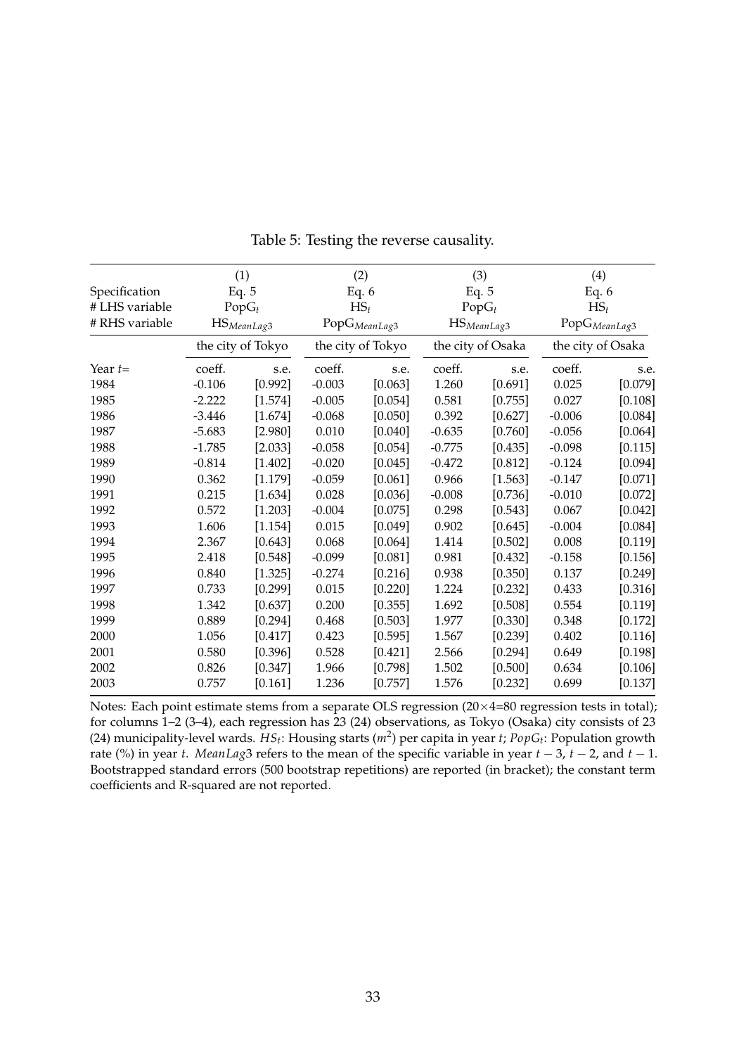Table 5: Testing the reverse causality.

| | (1) | | (2) | | (3) | | (4) | |
|---|---|---|---|---|---|---|---|---|
| Specification | Eq. 5 | | Eq. 6 | | Eq. 5 | | Eq. 6 | |
| # LHS variable | $\text{PopG}_t$ | | $\text{HS}_t$ | | $\text{PopG}_t$ | | $\text{HS}_t$ | |
| # RHS variable | $\text{HS}_{MeanLag3}$ | | $\text{PopG}_{MeanLag3}$ | | $\text{HS}_{MeanLag3}$ | | $\text{PopG}_{MeanLag3}$ | |
| | the city of Tokyo | | the city of Tokyo | | the city of Osaka | | the city of Osaka | |
| Year $t$= | coeff. | s.e. | coeff. | s.e. | coeff. | s.e. | coeff. | s.e. |
| 1984 | -0.106 | [0.992] | -0.003 | [0.063] | 1.260 | [0.691] | 0.025 | [0.079] |
| 1985 | -2.222 | [1.574] | -0.005 | [0.054] | 0.581 | [0.755] | 0.027 | [0.108] |
| 1986 | -3.446 | [1.674] | -0.068 | [0.050] | 0.392 | [0.627] | -0.006 | [0.084] |
| 1987 | -5.683 | [2.980] | 0.010 | [0.040] | -0.635 | [0.760] | -0.056 | [0.064] |
| 1988 | -1.785 | [2.033] | -0.058 | [0.054] | -0.775 | [0.435] | -0.098 | [0.115] |
| 1989 | -0.814 | [1.402] | -0.020 | [0.045] | -0.472 | [0.812] | -0.124 | [0.094] |
| 1990 | 0.362 | [1.179] | -0.059 | [0.061] | 0.966 | [1.563] | -0.147 | [0.071] |
| 1991 | 0.215 | [1.634] | 0.028 | [0.036] | -0.008 | [0.736] | -0.010 | [0.072] |
| 1992 | 0.572 | [1.203] | -0.004 | [0.075] | 0.298 | [0.543] | 0.067 | [0.042] |
| 1993 | 1.606 | [1.154] | 0.015 | [0.049] | 0.902 | [0.645] | -0.004 | [0.084] |
| 1994 | 2.367 | [0.643] | 0.068 | [0.064] | 1.414 | [0.502] | 0.008 | [0.119] |
| 1995 | 2.418 | [0.548] | -0.099 | [0.081] | 0.981 | [0.432] | -0.158 | [0.156] |
| 1996 | 0.840 | [1.325] | -0.274 | [0.216] | 0.938 | [0.350] | 0.137 | [0.249] |
| 1997 | 0.733 | [0.299] | 0.015 | [0.220] | 1.224 | [0.232] | 0.433 | [0.316] |
| 1998 | 1.342 | [0.637] | 0.200 | [0.355] | 1.692 | [0.508] | 0.554 | [0.119] |
| 1999 | 0.889 | [0.294] | 0.468 | [0.503] | 1.977 | [0.330] | 0.348 | [0.172] |
| 2000 | 1.056 | [0.417] | 0.423 | [0.595] | 1.567 | [0.239] | 0.402 | [0.116] |
| 2001 | 0.580 | [0.396] | 0.528 | [0.421] | 2.566 | [0.294] | 0.649 | [0.198] |
| 2002 | 0.826 | [0.347] | 1.966 | [0.798] | 1.502 | [0.500] | 0.634 | [0.106] |
| 2003 | 0.757 | [0.161] | 1.236 | [0.757] | 1.576 | [0.232] | 0.699 | [0.137] |

Notes: Each point estimate stems from a separate OLS regression ($20\times4$=80 regression tests in total); for columns 1–2 (3–4), each regression has 23 (24) observations, as Tokyo (Osaka) city consists of 23 (24) municipality-level wards. $HS_t$: Housing starts ($m^2$) per capita in year $t$; $PopG_t$: Population growth rate (%) in year $t$. *MeanLag*3 refers to the mean of the specific variable in year $t-3$, $t-2$, and $t-1$. Bootstrapped standard errors (500 bootstrap repetitions) are reported (in bracket); the constant term coefficients and R-squared are not reported.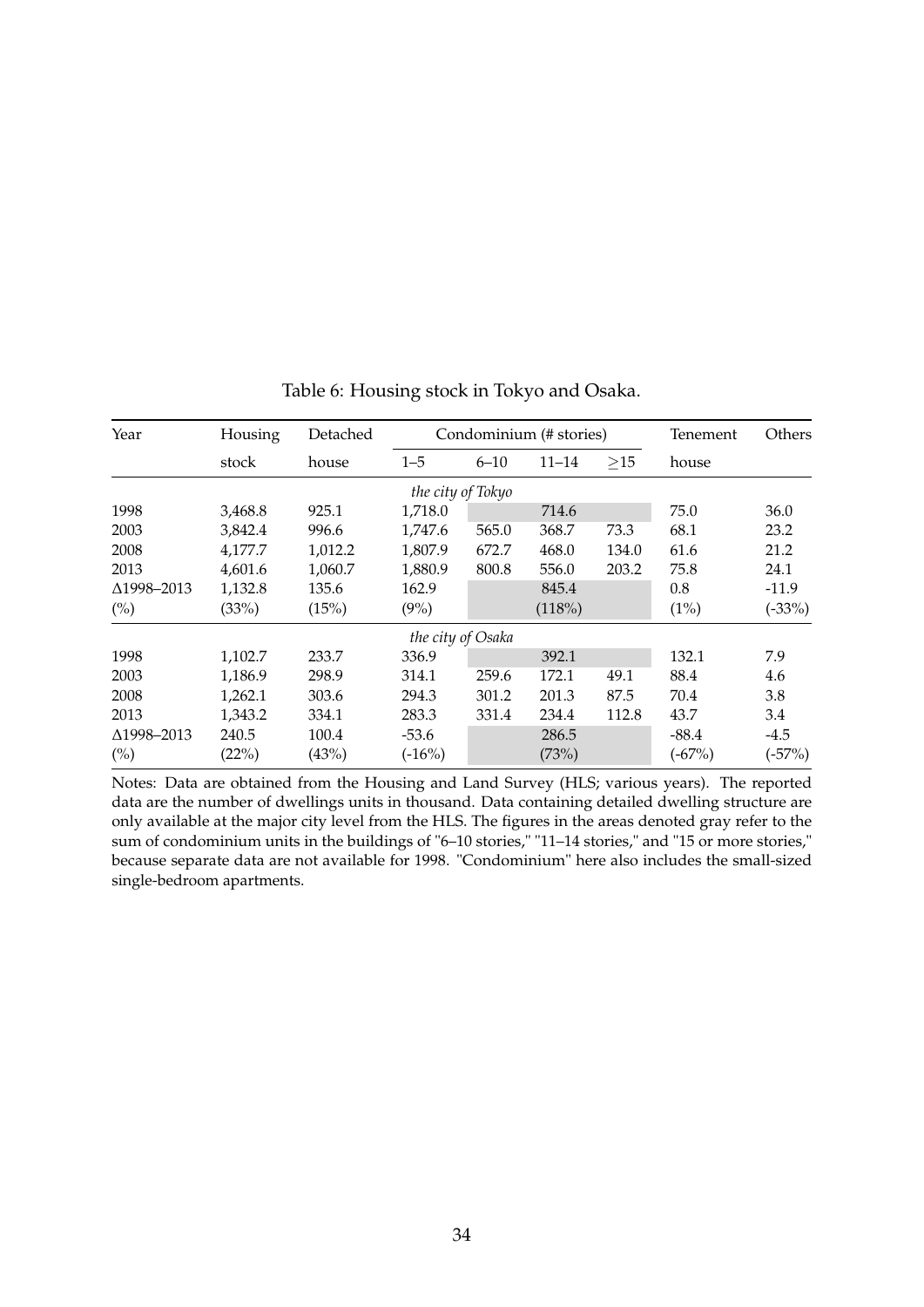Table 6: Housing stock in Tokyo and Osaka.

| Year | Housing | Detached | Condominium (# stories) | | | | Tenement | Others |
|---|---|---|---|---|---|---|---|---|
| | stock | house | 1–5 | 6–10 | 11–14 | ≥15 | house | |
| *the city of Tokyo* | | | | | | | | |
| 1998 | 3,468.8 | 925.1 | 1,718.0 | | 714.6 | | 75.0 | 36.0 |
| 2003 | 3,842.4 | 996.6 | 1,747.6 | 565.0 | 368.7 | 73.3 | 68.1 | 23.2 |
| 2008 | 4,177.7 | 1,012.2 | 1,807.9 | 672.7 | 468.0 | 134.0 | 61.6 | 21.2 |
| 2013 | 4,601.6 | 1,060.7 | 1,880.9 | 800.8 | 556.0 | 203.2 | 75.8 | 24.1 |
| Δ1998–2013 | 1,132.8 | 135.6 | 162.9 | | 845.4 | | 0.8 | -11.9 |
| (%) | (33%) | (15%) | (9%) | | (118%) | | (1%) | (-33%) |
| *the city of Osaka* | | | | | | | | |
| 1998 | 1,102.7 | 233.7 | 336.9 | | 392.1 | | 132.1 | 7.9 |
| 2003 | 1,186.9 | 298.9 | 314.1 | 259.6 | 172.1 | 49.1 | 88.4 | 4.6 |
| 2008 | 1,262.1 | 303.6 | 294.3 | 301.2 | 201.3 | 87.5 | 70.4 | 3.8 |
| 2013 | 1,343.2 | 334.1 | 283.3 | 331.4 | 234.4 | 112.8 | 43.7 | 3.4 |
| Δ1998–2013 | 240.5 | 100.4 | -53.6 | | 286.5 | | -88.4 | -4.5 |
| (%) | (22%) | (43%) | (-16%) | | (73%) | | (-67%) | (-57%) |

Notes: Data are obtained from the Housing and Land Survey (HLS; various years). The reported data are the number of dwellings units in thousand. Data containing detailed dwelling structure are only available at the major city level from the HLS. The figures in the areas denoted gray refer to the sum of condominium units in the buildings of "6–10 stories," "11–14 stories," and "15 or more stories," because separate data are not available for 1998. "Condominium" here also includes the small-sized single-bedroom apartments.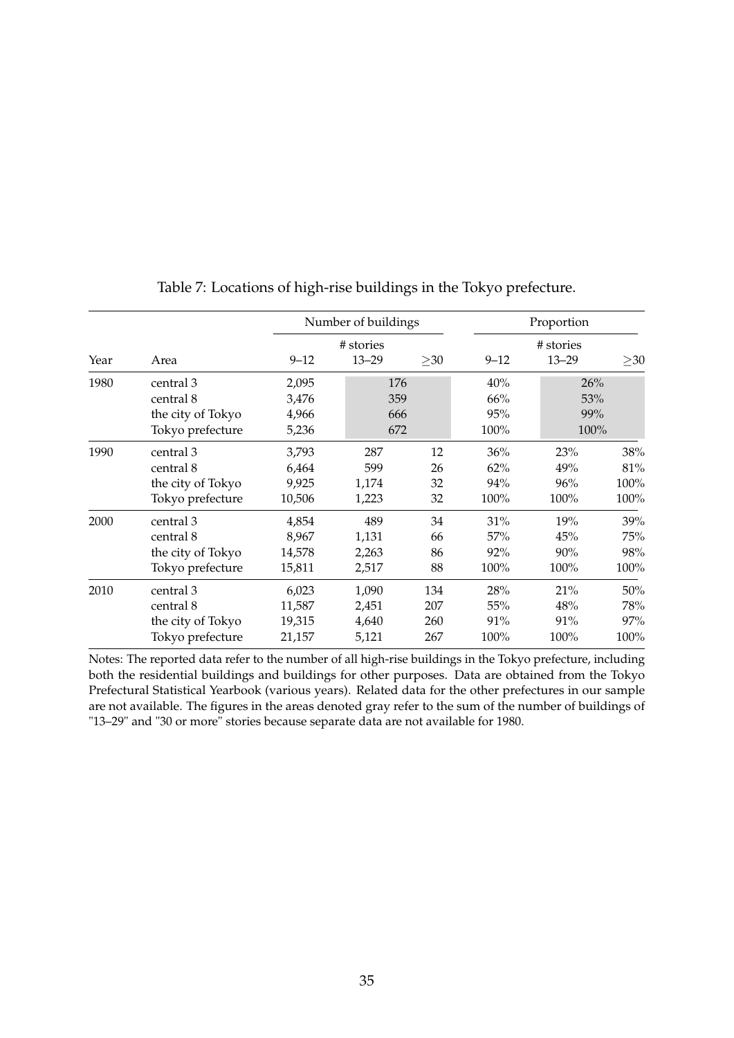Table 7: Locations of high-rise buildings in the Tokyo prefecture.

| Year | Area | Number of buildings | | | Proportion | | |
|---|---|---|---|---|---|---|---|
| | | # stories | | | # stories | | |
| | | 9–12 | 13–29 | ≥30 | 9–12 | 13–29 | ≥30 |
| 1980 | central 3 | 2,095 | 176 | | 40% | 26% | |
| | central 8 | 3,476 | 359 | | 66% | 53% | |
| | the city of Tokyo | 4,966 | 666 | | 95% | 99% | |
| | Tokyo prefecture | 5,236 | 672 | | 100% | 100% | |
| 1990 | central 3 | 3,793 | 287 | 12 | 36% | 23% | 38% |
| | central 8 | 6,464 | 599 | 26 | 62% | 49% | 81% |
| | the city of Tokyo | 9,925 | 1,174 | 32 | 94% | 96% | 100% |
| | Tokyo prefecture | 10,506 | 1,223 | 32 | 100% | 100% | 100% |
| 2000 | central 3 | 4,854 | 489 | 34 | 31% | 19% | 39% |
| | central 8 | 8,967 | 1,131 | 66 | 57% | 45% | 75% |
| | the city of Tokyo | 14,578 | 2,263 | 86 | 92% | 90% | 98% |
| | Tokyo prefecture | 15,811 | 2,517 | 88 | 100% | 100% | 100% |
| 2010 | central 3 | 6,023 | 1,090 | 134 | 28% | 21% | 50% |
| | central 8 | 11,587 | 2,451 | 207 | 55% | 48% | 78% |
| | the city of Tokyo | 19,315 | 4,640 | 260 | 91% | 91% | 97% |
| | Tokyo prefecture | 21,157 | 5,121 | 267 | 100% | 100% | 100% |

Notes: The reported data refer to the number of all high-rise buildings in the Tokyo prefecture, including both the residential buildings and buildings for other purposes. Data are obtained from the Tokyo Prefectural Statistical Yearbook (various years). Related data for the other prefectures in our sample are not available. The figures in the areas denoted gray refer to the sum of the number of buildings of "13–29" and "30 or more" stories because separate data are not available for 1980.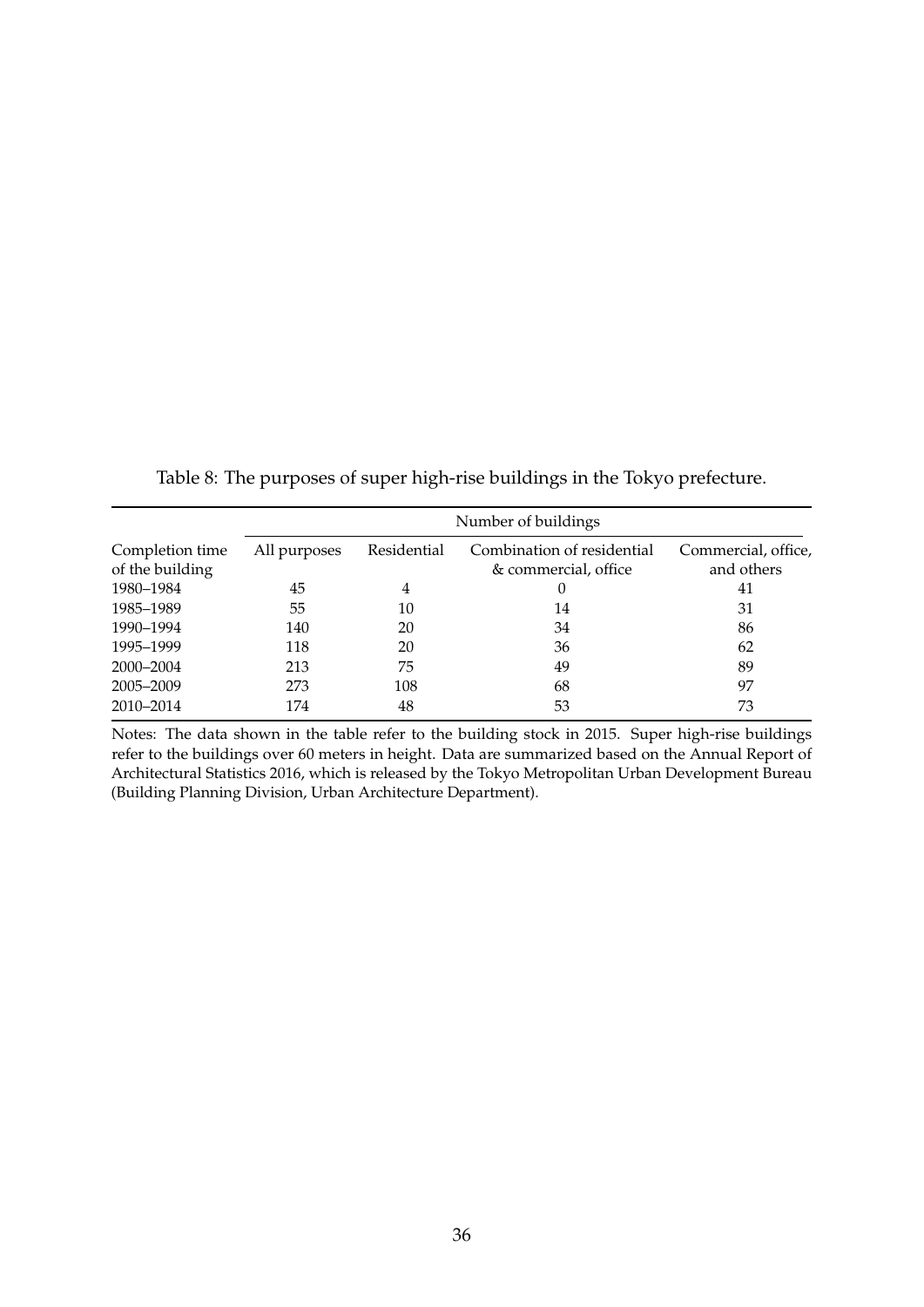Table 8: The purposes of super high-rise buildings in the Tokyo prefecture.

| Completion time of the building | Number of buildings | | | |
|---|---|---|---|---|
| | All purposes | Residential | Combination of residential & commercial, office | Commercial, office, and others |
| 1980–1984 | 45 | 4 | 0 | 41 |
| 1985–1989 | 55 | 10 | 14 | 31 |
| 1990–1994 | 140 | 20 | 34 | 86 |
| 1995–1999 | 118 | 20 | 36 | 62 |
| 2000–2004 | 213 | 75 | 49 | 89 |
| 2005–2009 | 273 | 108 | 68 | 97 |
| 2010–2014 | 174 | 48 | 53 | 73 |

Notes: The data shown in the table refer to the building stock in 2015. Super high-rise buildings refer to the buildings over 60 meters in height. Data are summarized based on the Annual Report of Architectural Statistics 2016, which is released by the Tokyo Metropolitan Urban Development Bureau (Building Planning Division, Urban Architecture Department).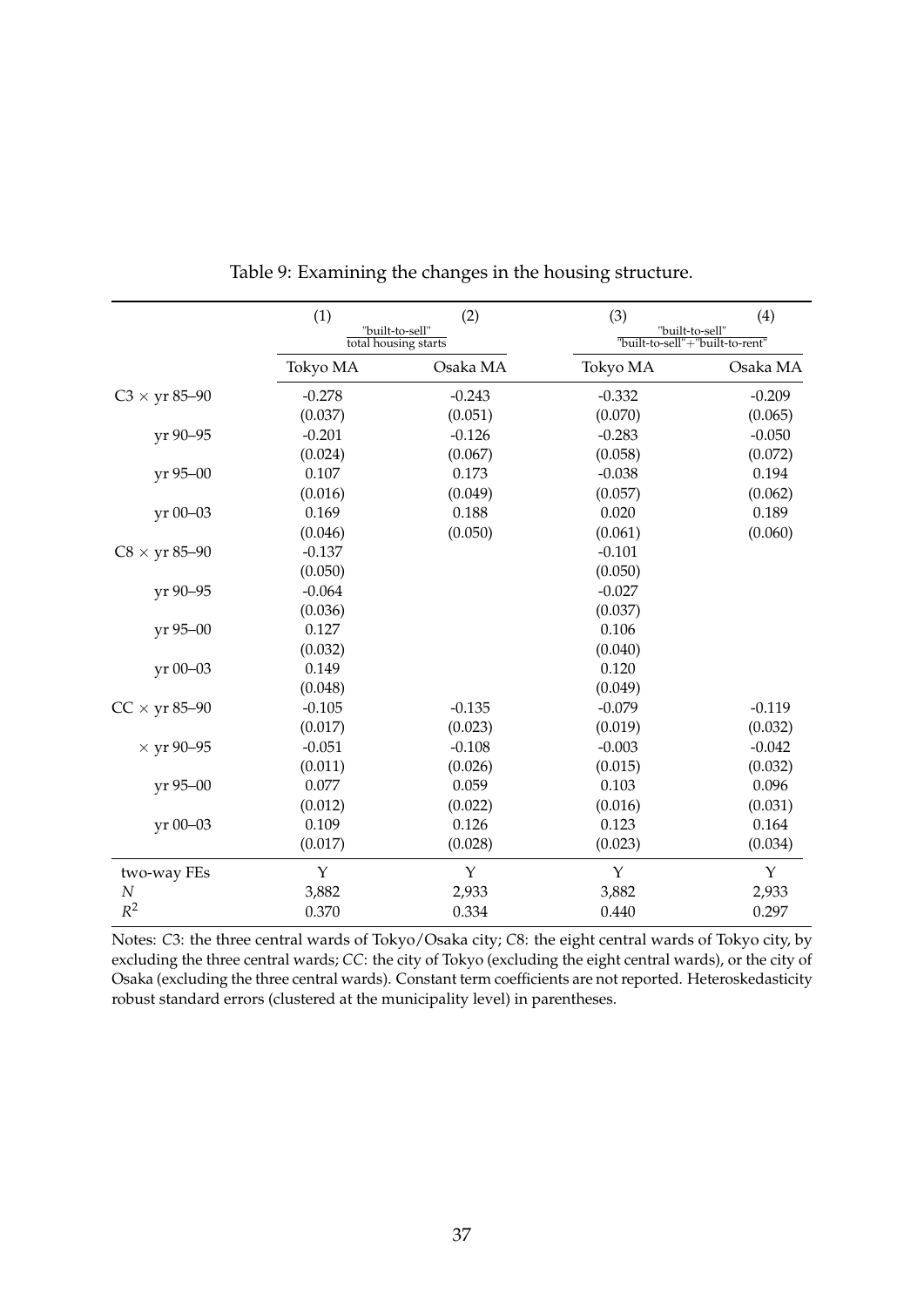Table 9: Examining the changes in the housing structure.

| | (1) | (2) | (3) | (4) |
|---|---|---|---|---|
| | "built-to-sell" / total housing starts | | "built-to-sell" / "built-to-sell"+"built-to-rent" | |
| | Tokyo MA | Osaka MA | Tokyo MA | Osaka MA |
| C3 × yr 85–90 | -0.278 | -0.243 | -0.332 | -0.209 |
| | (0.037) | (0.051) | (0.070) | (0.065) |
| yr 90–95 | -0.201 | -0.126 | -0.283 | -0.050 |
| | (0.024) | (0.067) | (0.058) | (0.072) |
| yr 95–00 | 0.107 | 0.173 | -0.038 | 0.194 |
| | (0.016) | (0.049) | (0.057) | (0.062) |
| yr 00–03 | 0.169 | 0.188 | 0.020 | 0.189 |
| | (0.046) | (0.050) | (0.061) | (0.060) |
| C8 × yr 85–90 | -0.137 | | -0.101 | |
| | (0.050) | | (0.050) | |
| yr 90–95 | -0.064 | | -0.027 | |
| | (0.036) | | (0.037) | |
| yr 95–00 | 0.127 | | 0.106 | |
| | (0.032) | | (0.040) | |
| yr 00–03 | 0.149 | | 0.120 | |
| | (0.048) | | (0.049) | |
| CC × yr 85–90 | -0.105 | -0.135 | -0.079 | -0.119 |
| | (0.017) | (0.023) | (0.019) | (0.032) |
| × yr 90–95 | -0.051 | -0.108 | -0.003 | -0.042 |
| | (0.011) | (0.026) | (0.015) | (0.032) |
| yr 95–00 | 0.077 | 0.059 | 0.103 | 0.096 |
| | (0.012) | (0.022) | (0.016) | (0.031) |
| yr 00–03 | 0.109 | 0.126 | 0.123 | 0.164 |
| | (0.017) | (0.028) | (0.023) | (0.034) |
| two-way FEs | Y | Y | Y | Y |
| $N$ | 3,882 | 2,933 | 3,882 | 2,933 |
| $R^2$ | 0.370 | 0.334 | 0.440 | 0.297 |

Notes: *C*3: the three central wards of Tokyo/Osaka city; *C*8: the eight central wards of Tokyo city, by excluding the three central wards; *CC*: the city of Tokyo (excluding the eight central wards), or the city of Osaka (excluding the three central wards). Constant term coefficients are not reported. Heteroskedasticity robust standard errors (clustered at the municipality level) in parentheses.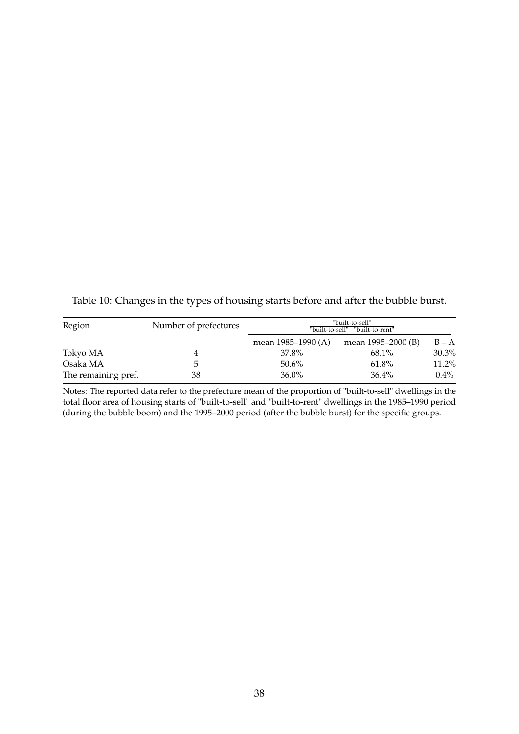Table 10: Changes in the types of housing starts before and after the bubble burst.

| Region | Number of prefectures | $\frac{\text{"built-to-sell"}}{\text{"built-to-sell"}+\text{"built-to-rent"}}$ | | |
|---|---|---|---|---|
| | | mean 1985–1990 (A) | mean 1995–2000 (B) | B – A |
| Tokyo MA | 4 | 37.8% | 68.1% | 30.3% |
| Osaka MA | 5 | 50.6% | 61.8% | 11.2% |
| The remaining pref. | 38 | 36.0% | 36.4% | 0.4% |

Notes: The reported data refer to the prefecture mean of the proportion of "built-to-sell" dwellings in the total floor area of housing starts of "built-to-sell" and "built-to-rent" dwellings in the 1985–1990 period (during the bubble boom) and the 1995–2000 period (after the bubble burst) for the specific groups.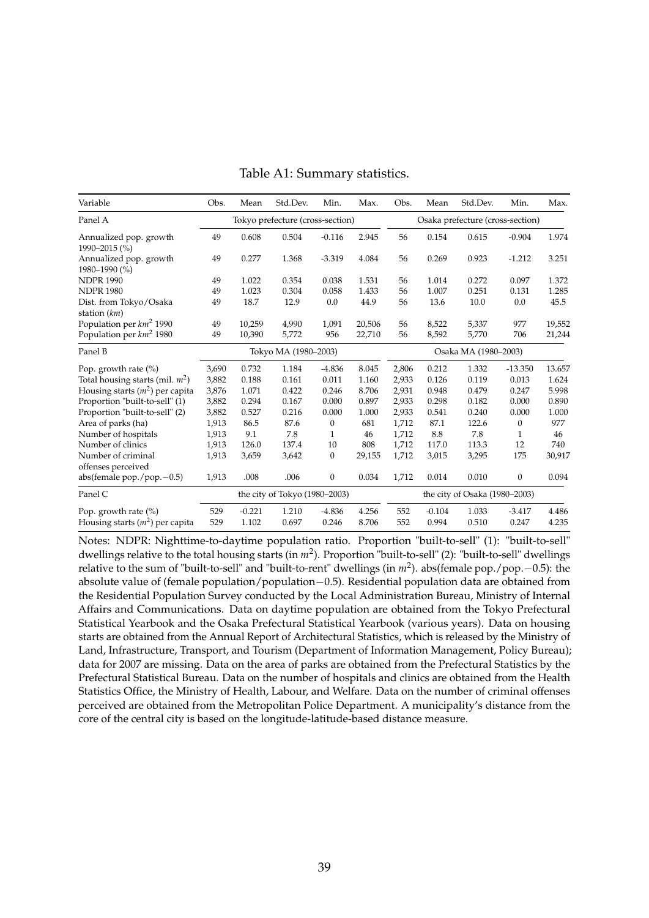Table A1: Summary statistics.

| Variable | Obs. | Mean | Std.Dev. | Min. | Max. | Obs. | Mean | Std.Dev. | Min. | Max. |
|---|---|---|---|---|---|---|---|---|---|---|
| Panel A | Tokyo prefecture (cross-section) | | | | | Osaka prefecture (cross-section) | | | | |
| Annualized pop. growth 1990–2015 (%) | 49 | 0.608 | 0.504 | -0.116 | 2.945 | 56 | 0.154 | 0.615 | -0.904 | 1.974 |
| Annualized pop. growth 1980–1990 (%) | 49 | 0.277 | 1.368 | -3.319 | 4.084 | 56 | 0.269 | 0.923 | -1.212 | 3.251 |
| NDPR 1990 | 49 | 1.022 | 0.354 | 0.038 | 1.531 | 56 | 1.014 | 0.272 | 0.097 | 1.372 |
| NDPR 1980 | 49 | 1.023 | 0.304 | 0.058 | 1.433 | 56 | 1.007 | 0.251 | 0.131 | 1.285 |
| Dist. from Tokyo/Osaka station (*km*) | 49 | 18.7 | 12.9 | 0.0 | 44.9 | 56 | 13.6 | 10.0 | 0.0 | 45.5 |
| Population per $km^2$ 1990 | 49 | 10,259 | 4,990 | 1,091 | 20,506 | 56 | 8,522 | 5,337 | 977 | 19,552 |
| Population per $km^2$ 1980 | 49 | 10,390 | 5,772 | 956 | 22,710 | 56 | 8,592 | 5,770 | 706 | 21,244 |
| Panel B | Tokyo MA (1980–2003) | | | | | Osaka MA (1980–2003) | | | | |
| Pop. growth rate (%) | 3,690 | 0.732 | 1.184 | -4.836 | 8.045 | 2,806 | 0.212 | 1.332 | -13.350 | 13.657 |
| Total housing starts (mil. $m^2$) | 3,882 | 0.188 | 0.161 | 0.011 | 1.160 | 2,933 | 0.126 | 0.119 | 0.013 | 1.624 |
| Housing starts ($m^2$) per capita | 3,876 | 1.071 | 0.422 | 0.246 | 8.706 | 2,931 | 0.948 | 0.479 | 0.247 | 5.998 |
| Proportion "built-to-sell" (1) | 3,882 | 0.294 | 0.167 | 0.000 | 0.897 | 2,933 | 0.298 | 0.182 | 0.000 | 0.890 |
| Proportion "built-to-sell" (2) | 3,882 | 0.527 | 0.216 | 0.000 | 1.000 | 2,933 | 0.541 | 0.240 | 0.000 | 1.000 |
| Area of parks (ha) | 1,913 | 86.5 | 87.6 | 0 | 681 | 1,712 | 87.1 | 122.6 | 0 | 977 |
| Number of hospitals | 1,913 | 9.1 | 7.8 | 1 | 46 | 1,712 | 8.8 | 7.8 | 1 | 46 |
| Number of clinics | 1,913 | 126.0 | 137.4 | 10 | 808 | 1,712 | 117.0 | 113.3 | 12 | 740 |
| Number of criminal offenses perceived | 1,913 | 3,659 | 3,642 | 0 | 29,155 | 1,712 | 3,015 | 3,295 | 175 | 30,917 |
| abs(female pop./pop.$-$0.5) | 1,913 | .008 | .006 | 0 | 0.034 | 1,712 | 0.014 | 0.010 | 0 | 0.094 |
| Panel C | the city of Tokyo (1980–2003) | | | | | the city of Osaka (1980–2003) | | | | |
| Pop. growth rate (%) | 529 | -0.221 | 1.210 | -4.836 | 4.256 | 552 | -0.104 | 1.033 | -3.417 | 4.486 |
| Housing starts ($m^2$) per capita | 529 | 1.102 | 0.697 | 0.246 | 8.706 | 552 | 0.994 | 0.510 | 0.247 | 4.235 |

Notes: NDPR: Nighttime-to-daytime population ratio. Proportion "built-to-sell" (1): "built-to-sell" dwellings relative to the total housing starts (in $m^2$). Proportion "built-to-sell" (2): "built-to-sell" dwellings relative to the sum of "built-to-sell" and "built-to-rent" dwellings (in $m^2$). abs(female pop./pop.$-$0.5): the absolute value of (female population/population$-$0.5). Residential population data are obtained from the Residential Population Survey conducted by the Local Administration Bureau, Ministry of Internal Affairs and Communications. Data on daytime population are obtained from the Tokyo Prefectural Statistical Yearbook and the Osaka Prefectural Statistical Yearbook (various years). Data on housing starts are obtained from the Annual Report of Architectural Statistics, which is released by the Ministry of Land, Infrastructure, Transport, and Tourism (Department of Information Management, Policy Bureau); data for 2007 are missing. Data on the area of parks are obtained from the Prefectural Statistics by the Prefectural Statistical Bureau. Data on the number of hospitals and clinics are obtained from the Health Statistics Office, the Ministry of Health, Labour, and Welfare. Data on the number of criminal offenses perceived are obtained from the Metropolitan Police Department. A municipality's distance from the core of the central city is based on the longitude-latitude-based distance measure.